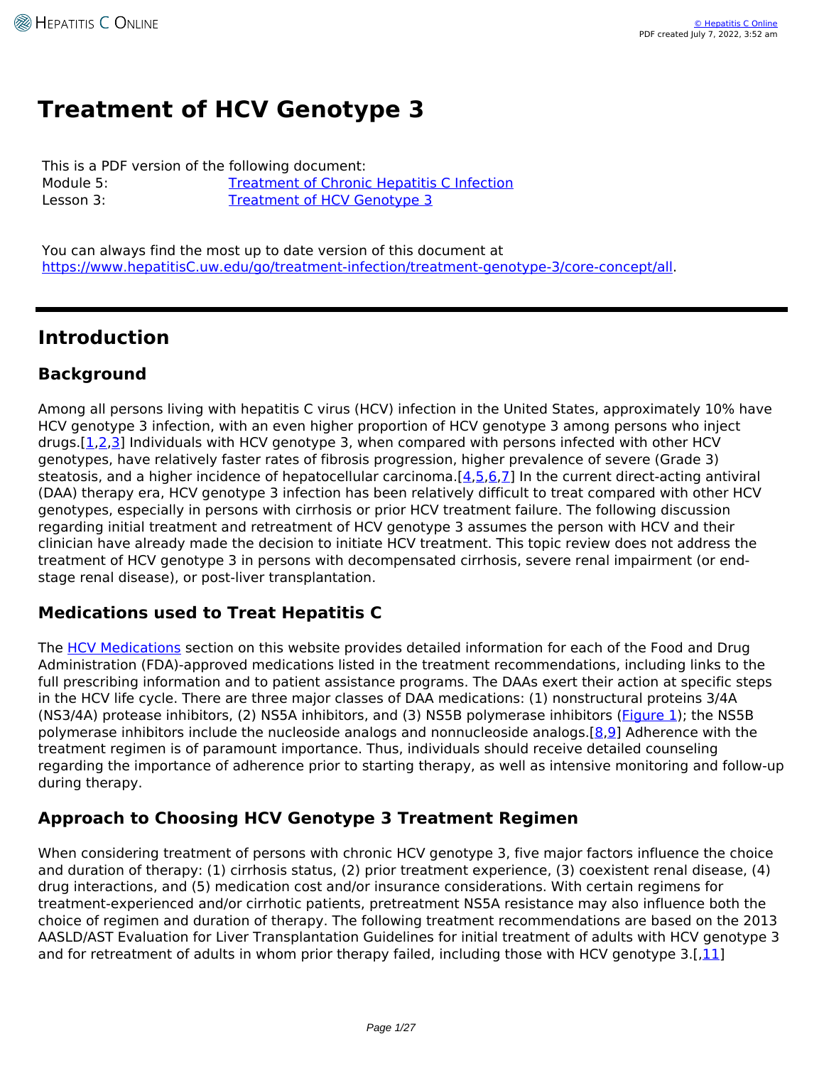# Treatment of HCV Genotype 3

This is a PDF version of the following document:
Module 5: Treatment of Chronic Hepatitis C Infection
Lesson 3: Treatment of HCV Genotype 3

You can always find the most up to date version of this document at https://www.hepatitisC.uw.edu/go/treatment-infection/treatment-genotype-3/core-concept/all.

## Introduction

### Background

Among all persons living with hepatitis C virus (HCV) infection in the United States, approximately 10% have HCV genotype 3 infection, with an even higher proportion of HCV genotype 3 among persons who inject drugs.[1,2,3] Individuals with HCV genotype 3, when compared with persons infected with other HCV genotypes, have relatively faster rates of fibrosis progression, higher prevalence of severe (Grade 3) steatosis, and a higher incidence of hepatocellular carcinoma.[4,5,6,7] In the current direct-acting antiviral (DAA) therapy era, HCV genotype 3 infection has been relatively difficult to treat compared with other HCV genotypes, especially in persons with cirrhosis or prior HCV treatment failure. The following discussion regarding initial treatment and retreatment of HCV genotype 3 assumes the person with HCV and their clinician have already made the decision to initiate HCV treatment. This topic review does not address the treatment of HCV genotype 3 in persons with decompensated cirrhosis, severe renal impairment (or end-stage renal disease), or post-liver transplantation.

### Medications used to Treat Hepatitis C

The HCV Medications section on this website provides detailed information for each of the Food and Drug Administration (FDA)-approved medications listed in the treatment recommendations, including links to the full prescribing information and to patient assistance programs. The DAAs exert their action at specific steps in the HCV life cycle. There are three major classes of DAA medications: (1) nonstructural proteins 3/4A (NS3/4A) protease inhibitors, (2) NS5A inhibitors, and (3) NS5B polymerase inhibitors (Figure 1); the NS5B polymerase inhibitors include the nucleoside analogs and nonnucleoside analogs.[8,9] Adherence with the treatment regimen is of paramount importance. Thus, individuals should receive detailed counseling regarding the importance of adherence prior to starting therapy, as well as intensive monitoring and follow-up during therapy.

### Approach to Choosing HCV Genotype 3 Treatment Regimen

When considering treatment of persons with chronic HCV genotype 3, five major factors influence the choice and duration of therapy: (1) cirrhosis status, (2) prior treatment experience, (3) coexistent renal disease, (4) drug interactions, and (5) medication cost and/or insurance considerations. With certain regimens for treatment-experienced and/or cirrhotic patients, pretreatment NS5A resistance may also influence both the choice of regimen and duration of therapy. The following treatment recommendations are based on the 2013 AASLD/AST Evaluation for Liver Transplantation Guidelines for initial treatment of adults with HCV genotype 3 and for retreatment of adults in whom prior therapy failed, including those with HCV genotype 3.[,11]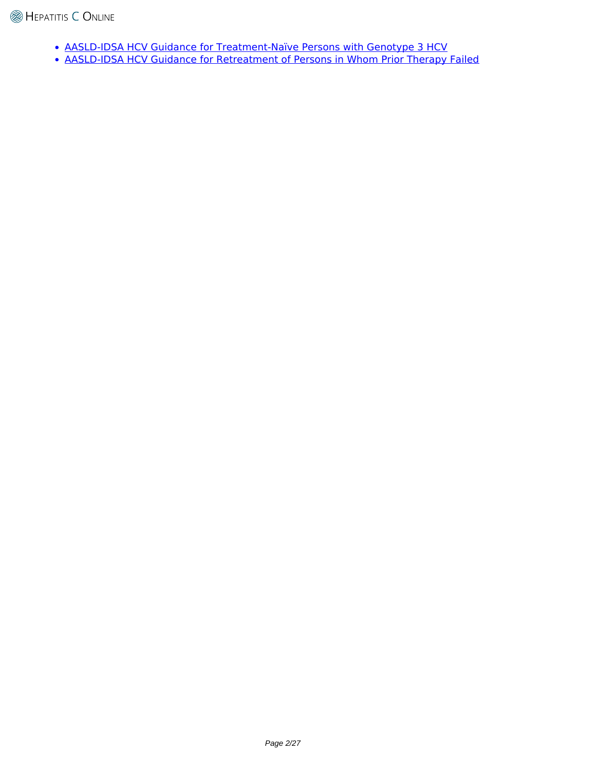- AASLD-IDSA HCV Guidance for Treatment-Naïve Persons with Genotype 3 HCV
- AASLD-IDSA HCV Guidance for Retreatment of Persons in Whom Prior Therapy Failed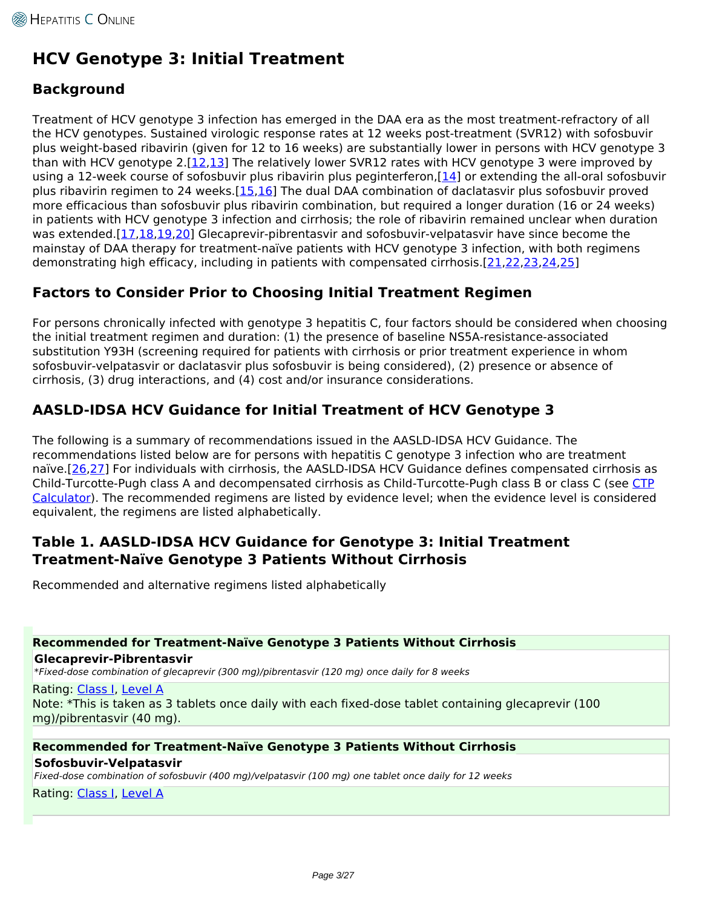# HCV Genotype 3: Initial Treatment

## Background

Treatment of HCV genotype 3 infection has emerged in the DAA era as the most treatment-refractory of all the HCV genotypes. Sustained virologic response rates at 12 weeks post-treatment (SVR12) with sofosbuvir plus weight-based ribavirin (given for 12 to 16 weeks) are substantially lower in persons with HCV genotype 3 than with HCV genotype 2.[12,13] The relatively lower SVR12 rates with HCV genotype 3 were improved by using a 12-week course of sofosbuvir plus ribavirin plus peginterferon,[14] or extending the all-oral sofosbuvir plus ribavirin regimen to 24 weeks.[15,16] The dual DAA combination of daclatasvir plus sofosbuvir proved more efficacious than sofosbuvir plus ribavirin combination, but required a longer duration (16 or 24 weeks) in patients with HCV genotype 3 infection and cirrhosis; the role of ribavirin remained unclear when duration was extended.[17,18,19,20] Glecaprevir-pibrentasvir and sofosbuvir-velpatasvir have since become the mainstay of DAA therapy for treatment-naïve patients with HCV genotype 3 infection, with both regimens demonstrating high efficacy, including in patients with compensated cirrhosis.[21,22,23,24,25]

## Factors to Consider Prior to Choosing Initial Treatment Regimen

For persons chronically infected with genotype 3 hepatitis C, four factors should be considered when choosing the initial treatment regimen and duration: (1) the presence of baseline NS5A-resistance-associated substitution Y93H (screening required for patients with cirrhosis or prior treatment experience in whom sofosbuvir-velpatasvir or daclatasvir plus sofosbuvir is being considered), (2) presence or absence of cirrhosis, (3) drug interactions, and (4) cost and/or insurance considerations.

## AASLD-IDSA HCV Guidance for Initial Treatment of HCV Genotype 3

The following is a summary of recommendations issued in the AASLD-IDSA HCV Guidance. The recommendations listed below are for persons with hepatitis C genotype 3 infection who are treatment naïve.[26,27] For individuals with cirrhosis, the AASLD-IDSA HCV Guidance defines compensated cirrhosis as Child-Turcotte-Pugh class A and decompensated cirrhosis as Child-Turcotte-Pugh class B or class C (see CTP Calculator). The recommended regimens are listed by evidence level; when the evidence level is considered equivalent, the regimens are listed alphabetically.

## Table 1. AASLD-IDSA HCV Guidance for Genotype 3: Initial Treatment Treatment-Naïve Genotype 3 Patients Without Cirrhosis

Recommended and alternative regimens listed alphabetically

| Recommended for Treatment-Naïve Genotype 3 Patients Without Cirrhosis |
|---|
| **Glecaprevir-Pibrentasvir** |
| *\*Fixed-dose combination of glecaprevir (300 mg)/pibrentasvir (120 mg) once daily for 8 weeks* |
| Rating: Class I, Level A<br>Note: *This is taken as 3 tablets once daily with each fixed-dose tablet containing glecaprevir (100 mg)/pibrentasvir (40 mg). |

| Recommended for Treatment-Naïve Genotype 3 Patients Without Cirrhosis |
|---|
| **Sofosbuvir-Velpatasvir** |
| *Fixed-dose combination of sofosbuvir (400 mg)/velpatasvir (100 mg) one tablet once daily for 12 weeks* |
| Rating: Class I, Level A |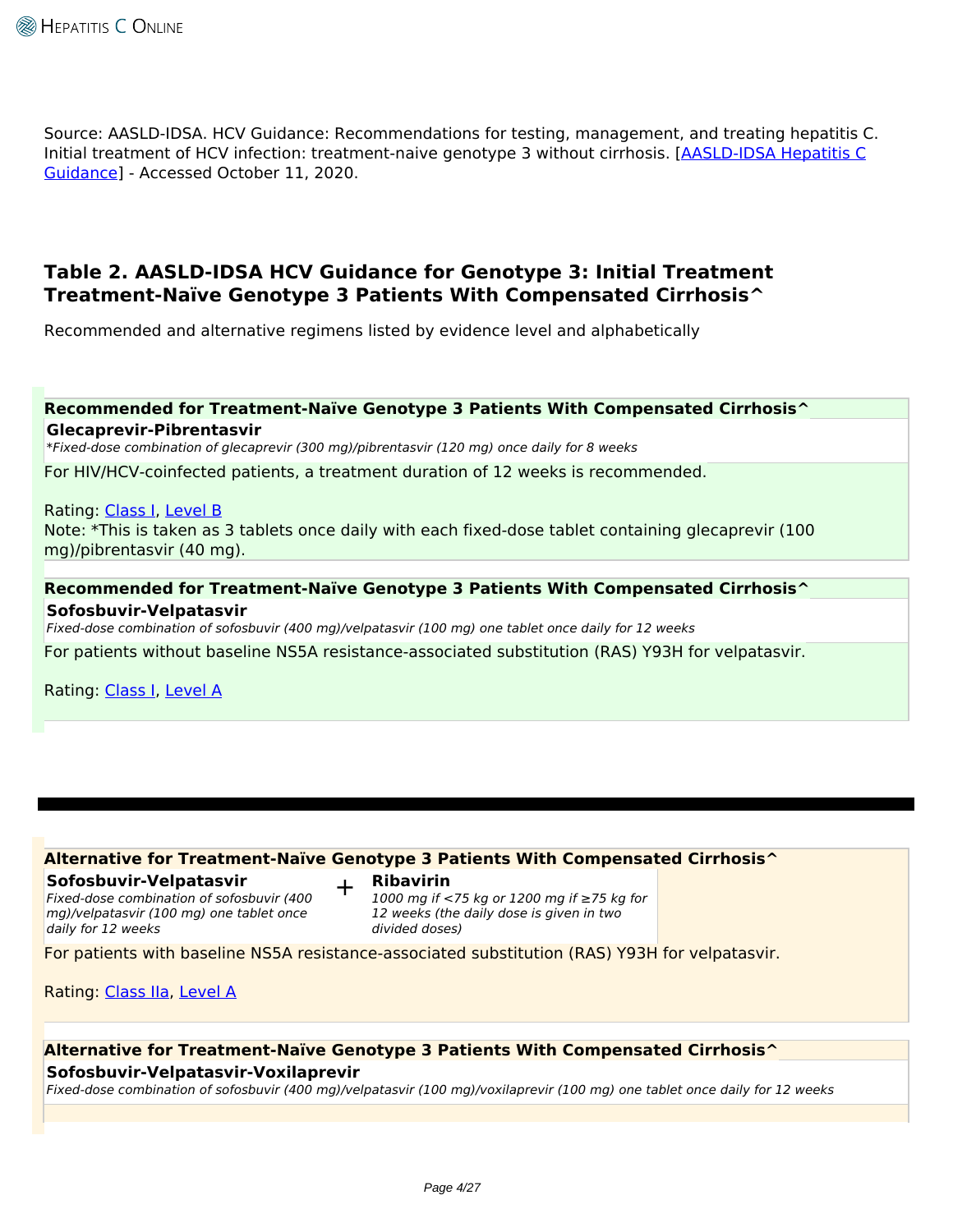Source: AASLD-IDSA. HCV Guidance: Recommendations for testing, management, and treating hepatitis C. Initial treatment of HCV infection: treatment-naive genotype 3 without cirrhosis. [AASLD-IDSA Hepatitis C Guidance] - Accessed October 11, 2020.

## Table 2. AASLD-IDSA HCV Guidance for Genotype 3: Initial Treatment Treatment-Naïve Genotype 3 Patients With Compensated Cirrhosis^

Recommended and alternative regimens listed by evidence level and alphabetically

**Recommended for Treatment-Naïve Genotype 3 Patients With Compensated Cirrhosis^**

**Glecaprevir-Pibrentasvir**
*\*Fixed-dose combination of glecaprevir (300 mg)/pibrentasvir (120 mg) once daily for 8 weeks*

For HIV/HCV-coinfected patients, a treatment duration of 12 weeks is recommended.

Rating: Class I, Level B
Note: *This is taken as 3 tablets once daily with each fixed-dose tablet containing glecaprevir (100 mg)/pibrentasvir (40 mg).

**Recommended for Treatment-Naïve Genotype 3 Patients With Compensated Cirrhosis^**

**Sofosbuvir-Velpatasvir**
*Fixed-dose combination of sofosbuvir (400 mg)/velpatasvir (100 mg) one tablet once daily for 12 weeks*

For patients without baseline NS5A resistance-associated substitution (RAS) Y93H for velpatasvir.

Rating: Class I, Level A

---

**Alternative for Treatment-Naïve Genotype 3 Patients With Compensated Cirrhosis^**

**Sofosbuvir-Velpatasvir**
*Fixed-dose combination of sofosbuvir (400 mg)/velpatasvir (100 mg) one tablet once daily for 12 weeks*

\+

**Ribavirin**
*1000 mg if <75 kg or 1200 mg if ≥75 kg for 12 weeks (the daily dose is given in two divided doses)*

For patients with baseline NS5A resistance-associated substitution (RAS) Y93H for velpatasvir.

Rating: Class IIa, Level A

**Alternative for Treatment-Naïve Genotype 3 Patients With Compensated Cirrhosis^**

**Sofosbuvir-Velpatasvir-Voxilaprevir**
*Fixed-dose combination of sofosbuvir (400 mg)/velpatasvir (100 mg)/voxilaprevir (100 mg) one tablet once daily for 12 weeks*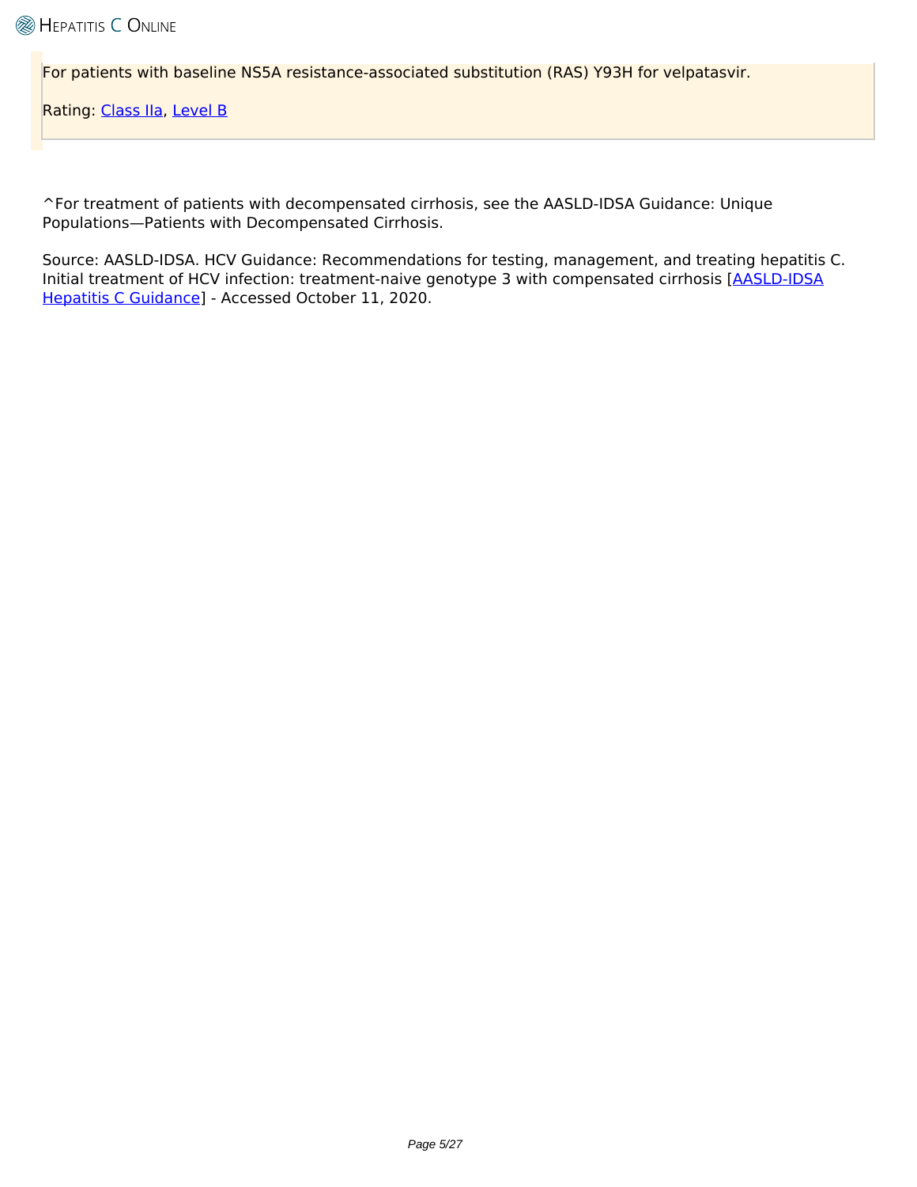> For patients with baseline NS5A resistance-associated substitution (RAS) Y93H for velpatasvir.
>
> Rating: [Class IIa](#), [Level B](#)

^For treatment of patients with decompensated cirrhosis, see the AASLD-IDSA Guidance: Unique Populations—Patients with Decompensated Cirrhosis.

Source: AASLD-IDSA. HCV Guidance: Recommendations for testing, management, and treating hepatitis C. Initial treatment of HCV infection: treatment-naive genotype 3 with compensated cirrhosis [[AASLD-IDSA Hepatitis C Guidance](#)] - Accessed October 11, 2020.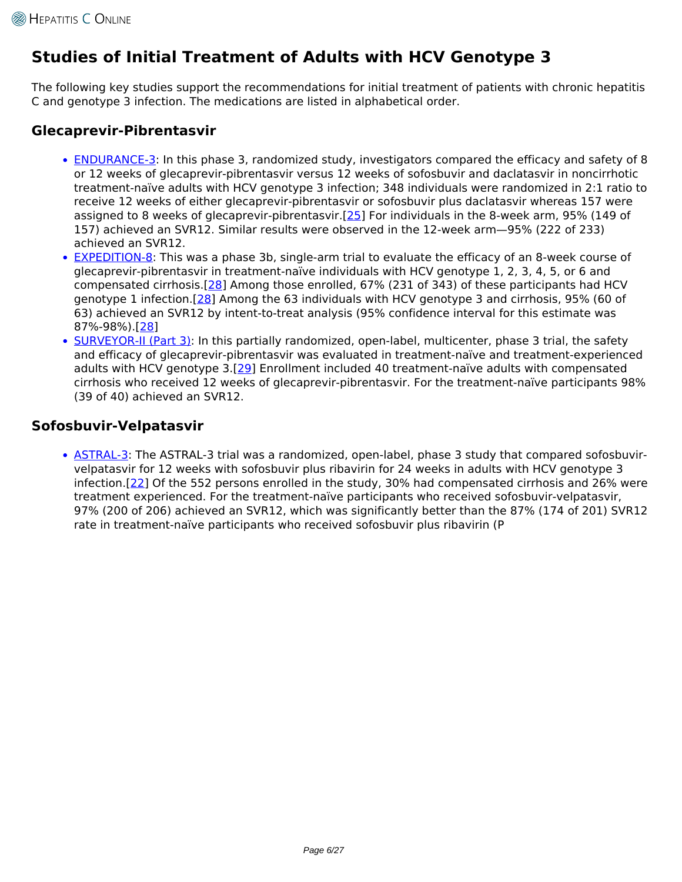# Studies of Initial Treatment of Adults with HCV Genotype 3

The following key studies support the recommendations for initial treatment of patients with chronic hepatitis C and genotype 3 infection. The medications are listed in alphabetical order.

## Glecaprevir-Pibrentasvir

- ENDURANCE-3: In this phase 3, randomized study, investigators compared the efficacy and safety of 8 or 12 weeks of glecaprevir-pibrentasvir versus 12 weeks of sofosbuvir and daclatasvir in noncirrhotic treatment-naïve adults with HCV genotype 3 infection; 348 individuals were randomized in 2:1 ratio to receive 12 weeks of either glecaprevir-pibrentasvir or sofosbuvir plus daclatasvir whereas 157 were assigned to 8 weeks of glecaprevir-pibrentasvir.[25] For individuals in the 8-week arm, 95% (149 of 157) achieved an SVR12. Similar results were observed in the 12-week arm—95% (222 of 233) achieved an SVR12.
- EXPEDITION-8: This was a phase 3b, single-arm trial to evaluate the efficacy of an 8-week course of glecaprevir-pibrentasvir in treatment-naïve individuals with HCV genotype 1, 2, 3, 4, 5, or 6 and compensated cirrhosis.[28] Among those enrolled, 67% (231 of 343) of these participants had HCV genotype 1 infection.[28] Among the 63 individuals with HCV genotype 3 and cirrhosis, 95% (60 of 63) achieved an SVR12 by intent-to-treat analysis (95% confidence interval for this estimate was 87%-98%).[28]
- SURVEYOR-II (Part 3): In this partially randomized, open-label, multicenter, phase 3 trial, the safety and efficacy of glecaprevir-pibrentasvir was evaluated in treatment-naïve and treatment-experienced adults with HCV genotype 3.[29] Enrollment included 40 treatment-naïve adults with compensated cirrhosis who received 12 weeks of glecaprevir-pibrentasvir. For the treatment-naïve participants 98% (39 of 40) achieved an SVR12.

## Sofosbuvir-Velpatasvir

- ASTRAL-3: The ASTRAL-3 trial was a randomized, open-label, phase 3 study that compared sofosbuvir-velpatasvir for 12 weeks with sofosbuvir plus ribavirin for 24 weeks in adults with HCV genotype 3 infection.[22] Of the 552 persons enrolled in the study, 30% had compensated cirrhosis and 26% were treatment experienced. For the treatment-naïve participants who received sofosbuvir-velpatasvir, 97% (200 of 206) achieved an SVR12, which was significantly better than the 87% (174 of 201) SVR12 rate in treatment-naïve participants who received sofosbuvir plus ribavirin (P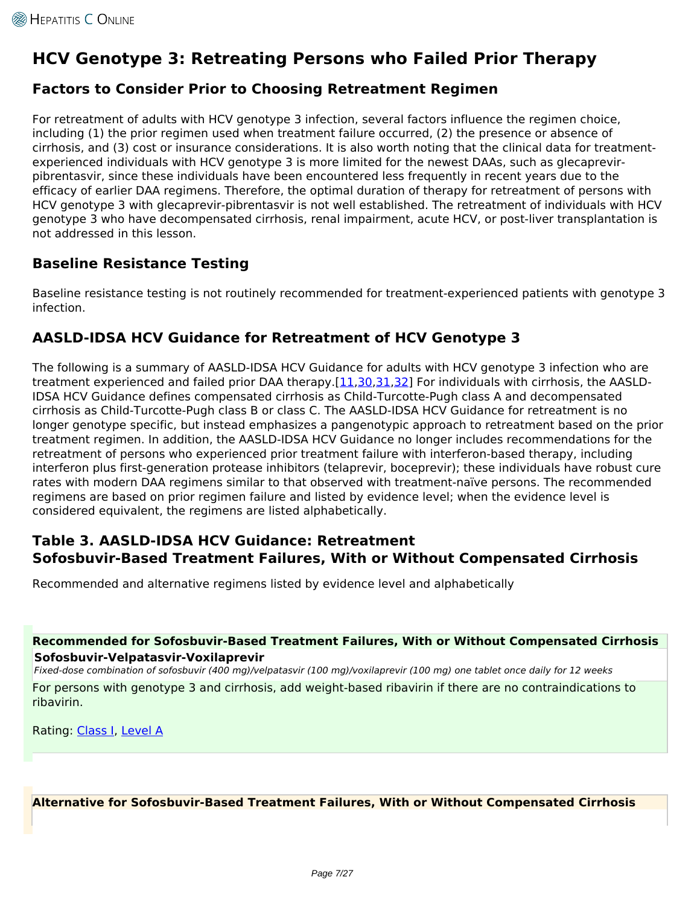# HCV Genotype 3: Retreating Persons who Failed Prior Therapy

## Factors to Consider Prior to Choosing Retreatment Regimen

For retreatment of adults with HCV genotype 3 infection, several factors influence the regimen choice, including (1) the prior regimen used when treatment failure occurred, (2) the presence or absence of cirrhosis, and (3) cost or insurance considerations. It is also worth noting that the clinical data for treatment-experienced individuals with HCV genotype 3 is more limited for the newest DAAs, such as glecaprevir-pibrentasvir, since these individuals have been encountered less frequently in recent years due to the efficacy of earlier DAA regimens. Therefore, the optimal duration of therapy for retreatment of persons with HCV genotype 3 with glecaprevir-pibrentasvir is not well established. The retreatment of individuals with HCV genotype 3 who have decompensated cirrhosis, renal impairment, acute HCV, or post-liver transplantation is not addressed in this lesson.

## Baseline Resistance Testing

Baseline resistance testing is not routinely recommended for treatment-experienced patients with genotype 3 infection.

## AASLD-IDSA HCV Guidance for Retreatment of HCV Genotype 3

The following is a summary of AASLD-IDSA HCV Guidance for adults with HCV genotype 3 infection who are treatment experienced and failed prior DAA therapy.[11,30,31,32] For individuals with cirrhosis, the AASLD-IDSA HCV Guidance defines compensated cirrhosis as Child-Turcotte-Pugh class A and decompensated cirrhosis as Child-Turcotte-Pugh class B or class C. The AASLD-IDSA HCV Guidance for retreatment is no longer genotype specific, but instead emphasizes a pangenotypic approach to retreatment based on the prior treatment regimen. In addition, the AASLD-IDSA HCV Guidance no longer includes recommendations for the retreatment of persons who experienced prior treatment failure with interferon-based therapy, including interferon plus first-generation protease inhibitors (telaprevir, boceprevir); these individuals have robust cure rates with modern DAA regimens similar to that observed with treatment-naïve persons. The recommended regimens are based on prior regimen failure and listed by evidence level; when the evidence level is considered equivalent, the regimens are listed alphabetically.

## Table 3. AASLD-IDSA HCV Guidance: Retreatment Sofosbuvir-Based Treatment Failures, With or Without Compensated Cirrhosis

Recommended and alternative regimens listed by evidence level and alphabetically

**Recommended for Sofosbuvir-Based Treatment Failures, With or Without Compensated Cirrhosis**

**Sofosbuvir-Velpatasvir-Voxilaprevir**

*Fixed-dose combination of sofosbuvir (400 mg)/velpatasvir (100 mg)/voxilaprevir (100 mg) one tablet once daily for 12 weeks*

For persons with genotype 3 and cirrhosis, add weight-based ribavirin if there are no contraindications to ribavirin.

Rating: Class I, Level A

**Alternative for Sofosbuvir-Based Treatment Failures, With or Without Compensated Cirrhosis**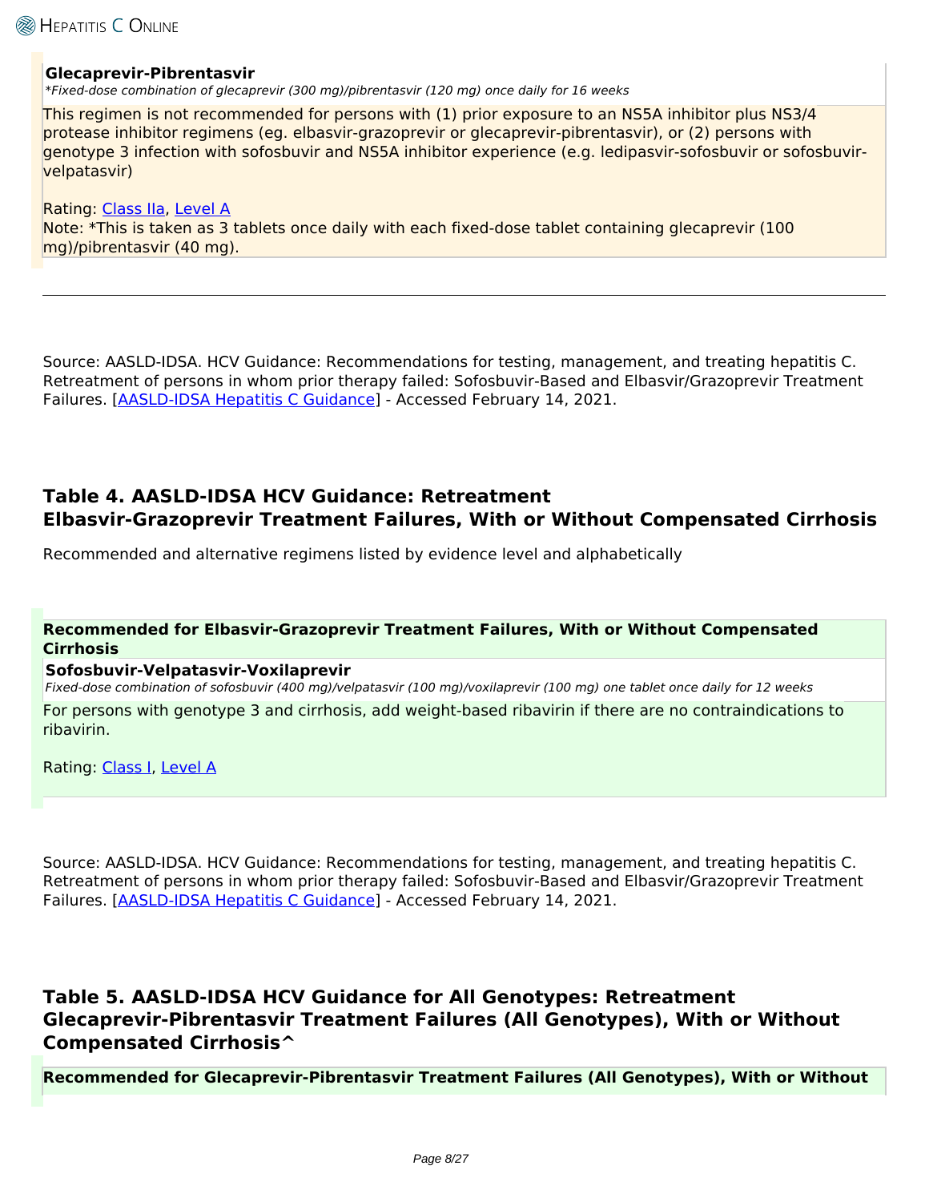**Glecaprevir-Pibrentasvir**
*\*Fixed-dose combination of glecaprevir (300 mg)/pibrentasvir (120 mg) once daily for 16 weeks*

This regimen is not recommended for persons with (1) prior exposure to an NS5A inhibitor plus NS3/4 protease inhibitor regimens (eg. elbasvir-grazoprevir or glecaprevir-pibrentasvir), or (2) persons with genotype 3 infection with sofosbuvir and NS5A inhibitor experience (e.g. ledipasvir-sofosbuvir or sofosbuvir-velpatasvir)

Rating: Class IIa, Level A
Note: *This is taken as 3 tablets once daily with each fixed-dose tablet containing glecaprevir (100 mg)/pibrentasvir (40 mg).

---

Source: AASLD-IDSA. HCV Guidance: Recommendations for testing, management, and treating hepatitis C. Retreatment of persons in whom prior therapy failed: Sofosbuvir-Based and Elbasvir/Grazoprevir Treatment Failures. [AASLD-IDSA Hepatitis C Guidance] - Accessed February 14, 2021.

## Table 4. AASLD-IDSA HCV Guidance: Retreatment Elbasvir-Grazoprevir Treatment Failures, With or Without Compensated Cirrhosis

Recommended and alternative regimens listed by evidence level and alphabetically

**Recommended for Elbasvir-Grazoprevir Treatment Failures, With or Without Compensated Cirrhosis**

**Sofosbuvir-Velpatasvir-Voxilaprevir**
*Fixed-dose combination of sofosbuvir (400 mg)/velpatasvir (100 mg)/voxilaprevir (100 mg) one tablet once daily for 12 weeks*

For persons with genotype 3 and cirrhosis, add weight-based ribavirin if there are no contraindications to ribavirin.

Rating: Class I, Level A

Source: AASLD-IDSA. HCV Guidance: Recommendations for testing, management, and treating hepatitis C. Retreatment of persons in whom prior therapy failed: Sofosbuvir-Based and Elbasvir/Grazoprevir Treatment Failures. [AASLD-IDSA Hepatitis C Guidance] - Accessed February 14, 2021.

## Table 5. AASLD-IDSA HCV Guidance for All Genotypes: Retreatment Glecaprevir-Pibrentasvir Treatment Failures (All Genotypes), With or Without Compensated Cirrhosis^

**Recommended for Glecaprevir-Pibrentasvir Treatment Failures (All Genotypes), With or Without**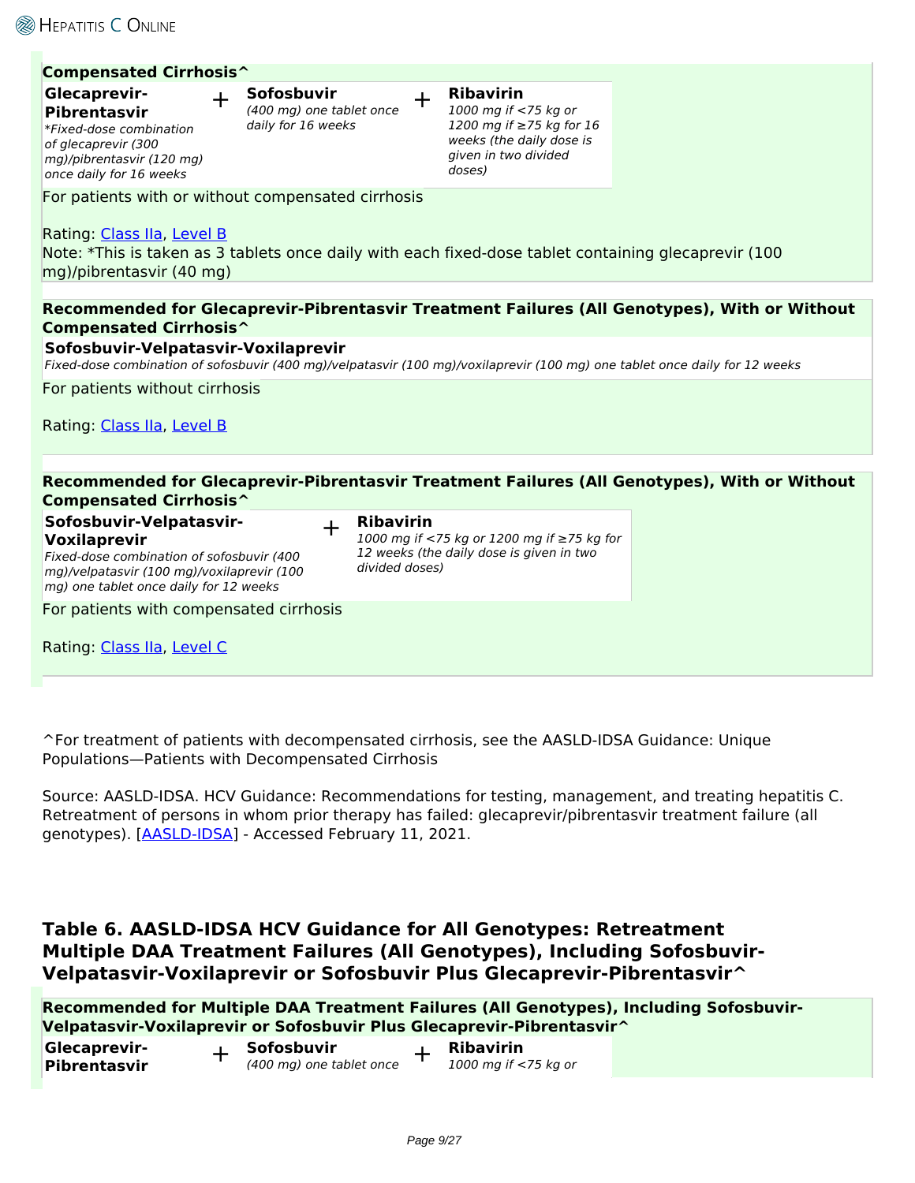**Compensated Cirrhosis^**

**Glecaprevir-Pibrentasvir** + **Sofosbuvir** + **Ribavirin**

- **Glecaprevir-Pibrentasvir**: *\*Fixed-dose combination of glecaprevir (300 mg)/pibrentasvir (120 mg) once daily for 16 weeks*
- **Sofosbuvir**: *(400 mg) one tablet once daily for 16 weeks*
- **Ribavirin**: *1000 mg if <75 kg or 1200 mg if ≥75 kg for 16 weeks (the daily dose is given in two divided doses)*

For patients with or without compensated cirrhosis

Rating: Class IIa, Level B

Note: *This is taken as 3 tablets once daily with each fixed-dose tablet containing glecaprevir (100 mg)/pibrentasvir (40 mg)

**Recommended for Glecaprevir-Pibrentasvir Treatment Failures (All Genotypes), With or Without Compensated Cirrhosis^**

**Sofosbuvir-Velpatasvir-Voxilaprevir**

*Fixed-dose combination of sofosbuvir (400 mg)/velpatasvir (100 mg)/voxilaprevir (100 mg) one tablet once daily for 12 weeks*

For patients without cirrhosis

Rating: Class IIa, Level B

**Recommended for Glecaprevir-Pibrentasvir Treatment Failures (All Genotypes), With or Without Compensated Cirrhosis^**

**Sofosbuvir-Velpatasvir-Voxilaprevir** + **Ribavirin**

- **Sofosbuvir-Velpatasvir-Voxilaprevir**: *Fixed-dose combination of sofosbuvir (400 mg)/velpatasvir (100 mg)/voxilaprevir (100 mg) one tablet once daily for 12 weeks*
- **Ribavirin**: *1000 mg if <75 kg or 1200 mg if ≥75 kg for 12 weeks (the daily dose is given in two divided doses)*

For patients with compensated cirrhosis

Rating: Class IIa, Level C

^For treatment of patients with decompensated cirrhosis, see the AASLD-IDSA Guidance: Unique Populations—Patients with Decompensated Cirrhosis

Source: AASLD-IDSA. HCV Guidance: Recommendations for testing, management, and treating hepatitis C. Retreatment of persons in whom prior therapy has failed: glecaprevir/pibrentasvir treatment failure (all genotypes). [AASLD-IDSA] - Accessed February 11, 2021.

## Table 6. AASLD-IDSA HCV Guidance for All Genotypes: Retreatment Multiple DAA Treatment Failures (All Genotypes), Including Sofosbuvir-Velpatasvir-Voxilaprevir or Sofosbuvir Plus Glecaprevir-Pibrentasvir^

**Recommended for Multiple DAA Treatment Failures (All Genotypes), Including Sofosbuvir-Velpatasvir-Voxilaprevir or Sofosbuvir Plus Glecaprevir-Pibrentasvir^**

**Glecaprevir-Pibrentasvir** + **Sofosbuvir** + **Ribavirin**

- **Sofosbuvir**: *(400 mg) one tablet once*
- **Ribavirin**: *1000 mg if <75 kg or*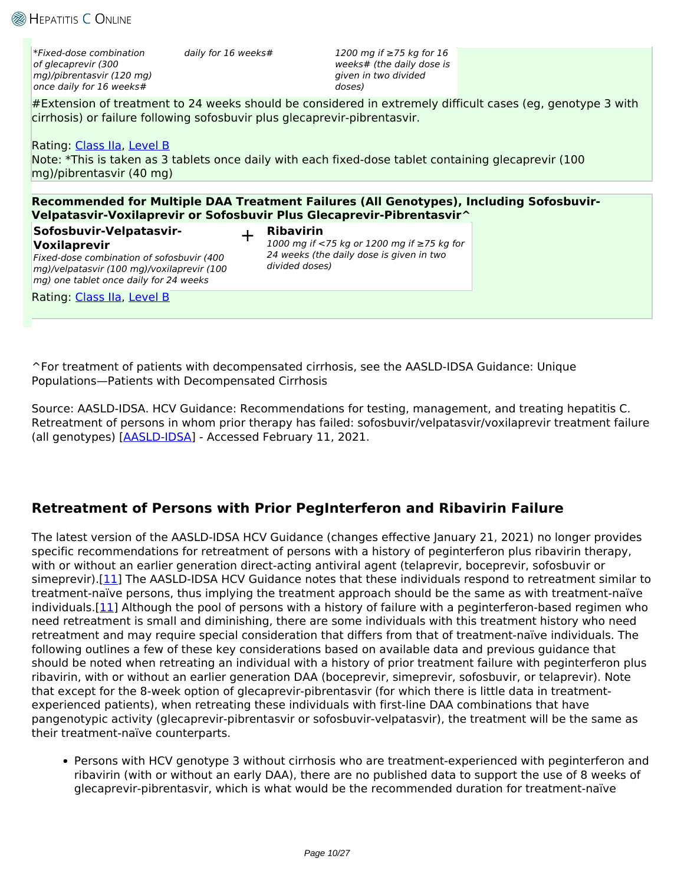| | | |
|---|---|---|
| *\*Fixed-dose combination of glecaprevir (300 mg)/pibrentasvir (120 mg) once daily for 16 weeks#* | *daily for 16 weeks#* | *1200 mg if ≥75 kg for 16 weeks# (the daily dose is given in two divided doses)* |

#Extension of treatment to 24 weeks should be considered in extremely difficult cases (eg, genotype 3 with cirrhosis) or failure following sofosbuvir plus glecaprevir-pibrentasvir.

Rating: [Class IIa], [Level B]
Note: *This is taken as 3 tablets once daily with each fixed-dose tablet containing glecaprevir (100 mg)/pibrentasvir (40 mg)

**Recommended for Multiple DAA Treatment Failures (All Genotypes), Including Sofosbuvir-Velpatasvir-Voxilaprevir or Sofosbuvir Plus Glecaprevir-Pibrentasvir^**

| Sofosbuvir-Velpatasvir-Voxilaprevir | + | Ribavirin |
|---|---|---|
| *Fixed-dose combination of sofosbuvir (400 mg)/velpatasvir (100 mg)/voxilaprevir (100 mg) one tablet once daily for 24 weeks* | | *1000 mg if <75 kg or 1200 mg if ≥75 kg for 24 weeks (the daily dose is given in two divided doses)* |

Rating: [Class IIa], [Level B]

^For treatment of patients with decompensated cirrhosis, see the AASLD-IDSA Guidance: Unique Populations—Patients with Decompensated Cirrhosis

Source: AASLD-IDSA. HCV Guidance: Recommendations for testing, management, and treating hepatitis C. Retreatment of persons in whom prior therapy has failed: sofosbuvir/velpatasvir/voxilaprevir treatment failure (all genotypes) [AASLD-IDSA] - Accessed February 11, 2021.

## Retreatment of Persons with Prior PegInterferon and Ribavirin Failure

The latest version of the AASLD-IDSA HCV Guidance (changes effective January 21, 2021) no longer provides specific recommendations for retreatment of persons with a history of peginterferon plus ribavirin therapy, with or without an earlier generation direct-acting antiviral agent (telaprevir, boceprevir, sofosbuvir or simeprevir).[11] The AASLD-IDSA HCV Guidance notes that these individuals respond to retreatment similar to treatment-naïve persons, thus implying the treatment approach should be the same as with treatment-naïve individuals.[11] Although the pool of persons with a history of failure with a peginterferon-based regimen who need retreatment is small and diminishing, there are some individuals with this treatment history who need retreatment and may require special consideration that differs from that of treatment-naïve individuals. The following outlines a few of these key considerations based on available data and previous guidance that should be noted when retreating an individual with a history of prior treatment failure with peginterferon plus ribavirin, with or without an earlier generation DAA (boceprevir, simeprevir, sofosbuvir, or telaprevir). Note that except for the 8-week option of glecaprevir-pibrentasvir (for which there is little data in treatment-experienced patients), when retreating these individuals with first-line DAA combinations that have pangenotypic activity (glecaprevir-pibrentasvir or sofosbuvir-velpatasvir), the treatment will be the same as their treatment-naïve counterparts.

- Persons with HCV genotype 3 without cirrhosis who are treatment-experienced with peginterferon and ribavirin (with or without an early DAA), there are no published data to support the use of 8 weeks of glecaprevir-pibrentasvir, which is what would be the recommended duration for treatment-naïve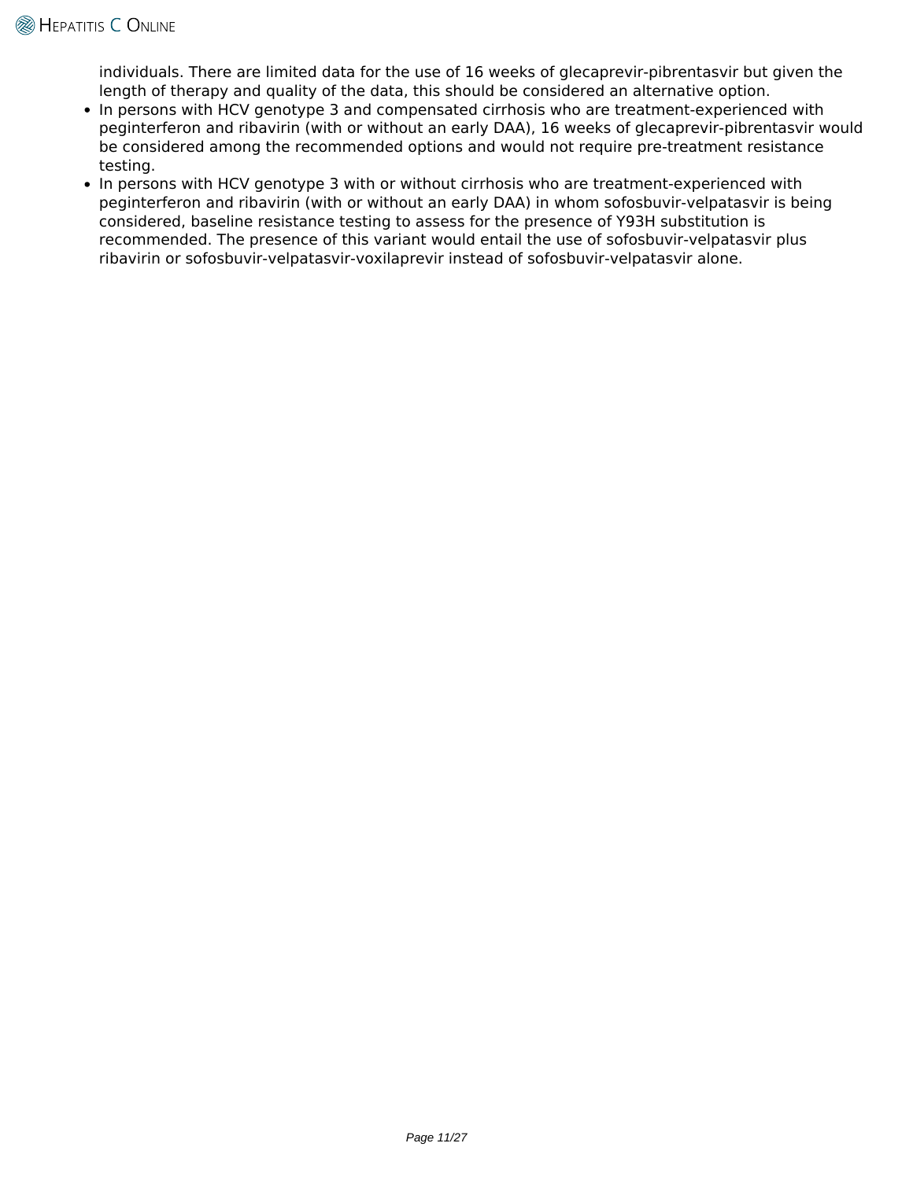individuals. There are limited data for the use of 16 weeks of glecaprevir-pibrentasvir but given the length of therapy and quality of the data, this should be considered an alternative option.

- In persons with HCV genotype 3 and compensated cirrhosis who are treatment-experienced with peginterferon and ribavirin (with or without an early DAA), 16 weeks of glecaprevir-pibrentasvir would be considered among the recommended options and would not require pre-treatment resistance testing.
- In persons with HCV genotype 3 with or without cirrhosis who are treatment-experienced with peginterferon and ribavirin (with or without an early DAA) in whom sofosbuvir-velpatasvir is being considered, baseline resistance testing to assess for the presence of Y93H substitution is recommended. The presence of this variant would entail the use of sofosbuvir-velpatasvir plus ribavirin or sofosbuvir-velpatasvir-voxilaprevir instead of sofosbuvir-velpatasvir alone.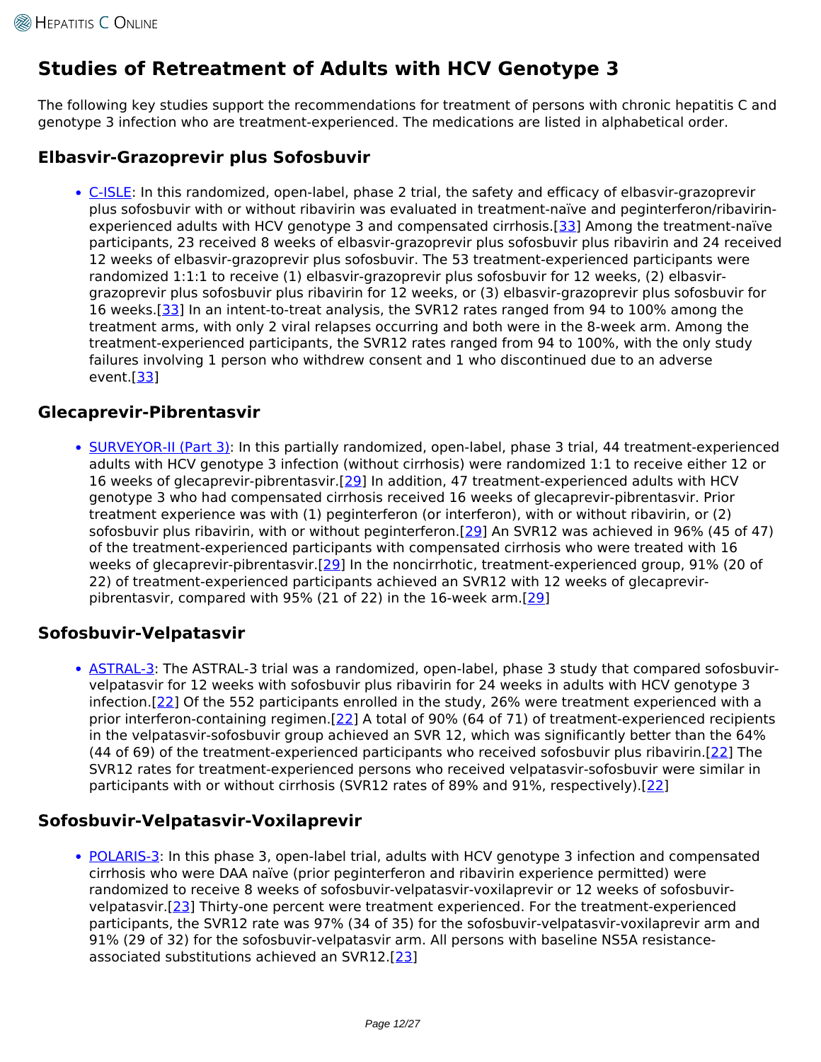# Studies of Retreatment of Adults with HCV Genotype 3

The following key studies support the recommendations for treatment of persons with chronic hepatitis C and genotype 3 infection who are treatment-experienced. The medications are listed in alphabetical order.

## Elbasvir-Grazoprevir plus Sofosbuvir

- C-ISLE: In this randomized, open-label, phase 2 trial, the safety and efficacy of elbasvir-grazoprevir plus sofosbuvir with or without ribavirin was evaluated in treatment-naïve and peginterferon/ribavirin-experienced adults with HCV genotype 3 and compensated cirrhosis.[33] Among the treatment-naïve participants, 23 received 8 weeks of elbasvir-grazoprevir plus sofosbuvir plus ribavirin and 24 received 12 weeks of elbasvir-grazoprevir plus sofosbuvir. The 53 treatment-experienced participants were randomized 1:1:1 to receive (1) elbasvir-grazoprevir plus sofosbuvir for 12 weeks, (2) elbasvir-grazoprevir plus sofosbuvir plus ribavirin for 12 weeks, or (3) elbasvir-grazoprevir plus sofosbuvir for 16 weeks.[33] In an intent-to-treat analysis, the SVR12 rates ranged from 94 to 100% among the treatment arms, with only 2 viral relapses occurring and both were in the 8-week arm. Among the treatment-experienced participants, the SVR12 rates ranged from 94 to 100%, with the only study failures involving 1 person who withdrew consent and 1 who discontinued due to an adverse event.[33]

## Glecaprevir-Pibrentasvir

- SURVEYOR-II (Part 3): In this partially randomized, open-label, phase 3 trial, 44 treatment-experienced adults with HCV genotype 3 infection (without cirrhosis) were randomized 1:1 to receive either 12 or 16 weeks of glecaprevir-pibrentasvir.[29] In addition, 47 treatment-experienced adults with HCV genotype 3 who had compensated cirrhosis received 16 weeks of glecaprevir-pibrentasvir. Prior treatment experience was with (1) peginterferon (or interferon), with or without ribavirin, or (2) sofosbuvir plus ribavirin, with or without peginterferon.[29] An SVR12 was achieved in 96% (45 of 47) of the treatment-experienced participants with compensated cirrhosis who were treated with 16 weeks of glecaprevir-pibrentasvir.[29] In the noncirrhotic, treatment-experienced group, 91% (20 of 22) of treatment-experienced participants achieved an SVR12 with 12 weeks of glecaprevir-pibrentasvir, compared with 95% (21 of 22) in the 16-week arm.[29]

## Sofosbuvir-Velpatasvir

- ASTRAL-3: The ASTRAL-3 trial was a randomized, open-label, phase 3 study that compared sofosbuvir-velpatasvir for 12 weeks with sofosbuvir plus ribavirin for 24 weeks in adults with HCV genotype 3 infection.[22] Of the 552 participants enrolled in the study, 26% were treatment experienced with a prior interferon-containing regimen.[22] A total of 90% (64 of 71) of treatment-experienced recipients in the velpatasvir-sofosbuvir group achieved an SVR 12, which was significantly better than the 64% (44 of 69) of the treatment-experienced participants who received sofosbuvir plus ribavirin.[22] The SVR12 rates for treatment-experienced persons who received velpatasvir-sofosbuvir were similar in participants with or without cirrhosis (SVR12 rates of 89% and 91%, respectively).[22]

## Sofosbuvir-Velpatasvir-Voxilaprevir

- POLARIS-3: In this phase 3, open-label trial, adults with HCV genotype 3 infection and compensated cirrhosis who were DAA naïve (prior peginterferon and ribavirin experience permitted) were randomized to receive 8 weeks of sofosbuvir-velpatasvir-voxilaprevir or 12 weeks of sofosbuvir-velpatasvir.[23] Thirty-one percent were treatment experienced. For the treatment-experienced participants, the SVR12 rate was 97% (34 of 35) for the sofosbuvir-velpatasvir-voxilaprevir arm and 91% (29 of 32) for the sofosbuvir-velpatasvir arm. All persons with baseline NS5A resistance-associated substitutions achieved an SVR12.[23]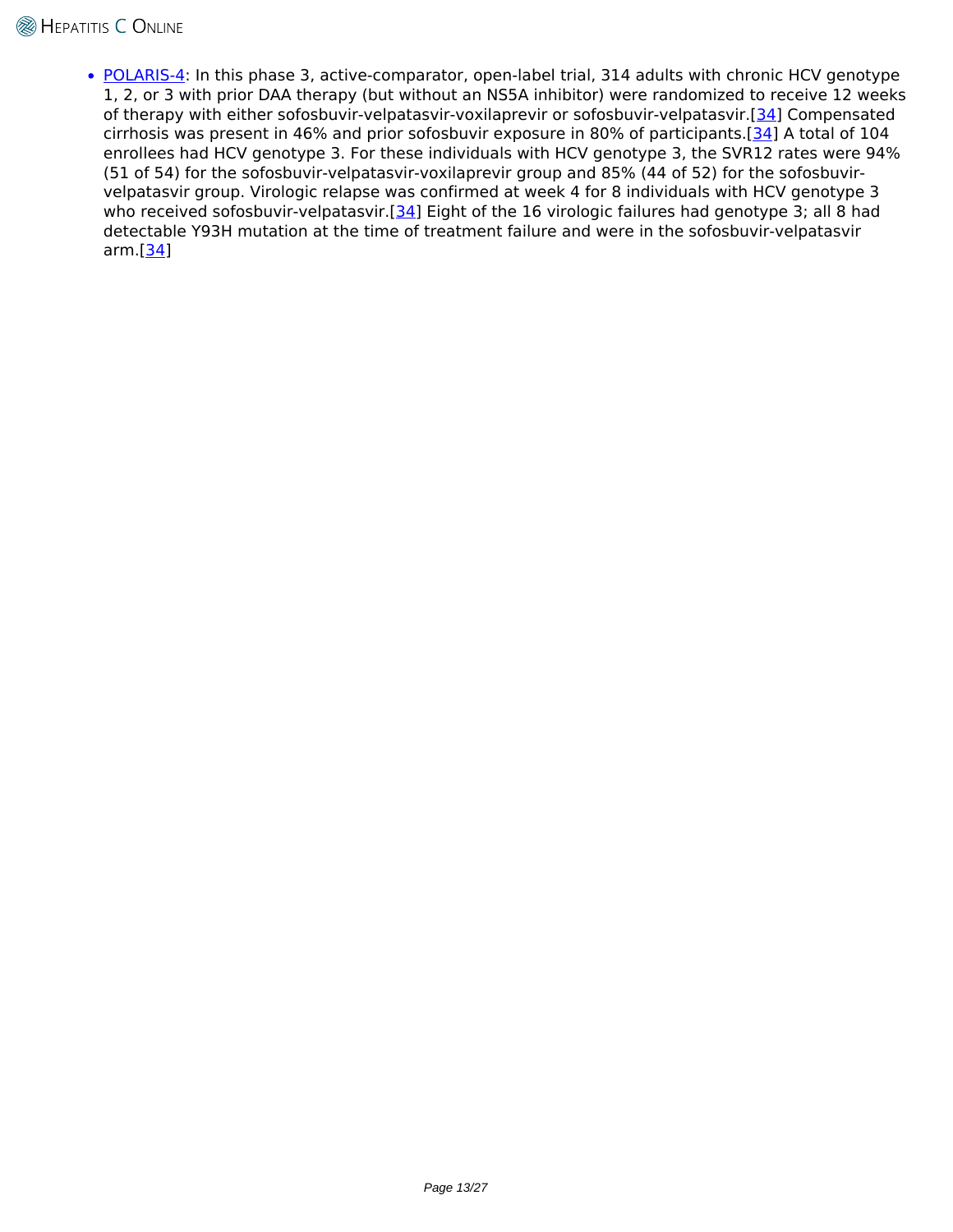- POLARIS-4: In this phase 3, active-comparator, open-label trial, 314 adults with chronic HCV genotype 1, 2, or 3 with prior DAA therapy (but without an NS5A inhibitor) were randomized to receive 12 weeks of therapy with either sofosbuvir-velpatasvir-voxilaprevir or sofosbuvir-velpatasvir.[34] Compensated cirrhosis was present in 46% and prior sofosbuvir exposure in 80% of participants.[34] A total of 104 enrollees had HCV genotype 3. For these individuals with HCV genotype 3, the SVR12 rates were 94% (51 of 54) for the sofosbuvir-velpatasvir-voxilaprevir group and 85% (44 of 52) for the sofosbuvir-velpatasvir group. Virologic relapse was confirmed at week 4 for 8 individuals with HCV genotype 3 who received sofosbuvir-velpatasvir.[34] Eight of the 16 virologic failures had genotype 3; all 8 had detectable Y93H mutation at the time of treatment failure and were in the sofosbuvir-velpatasvir arm.[34]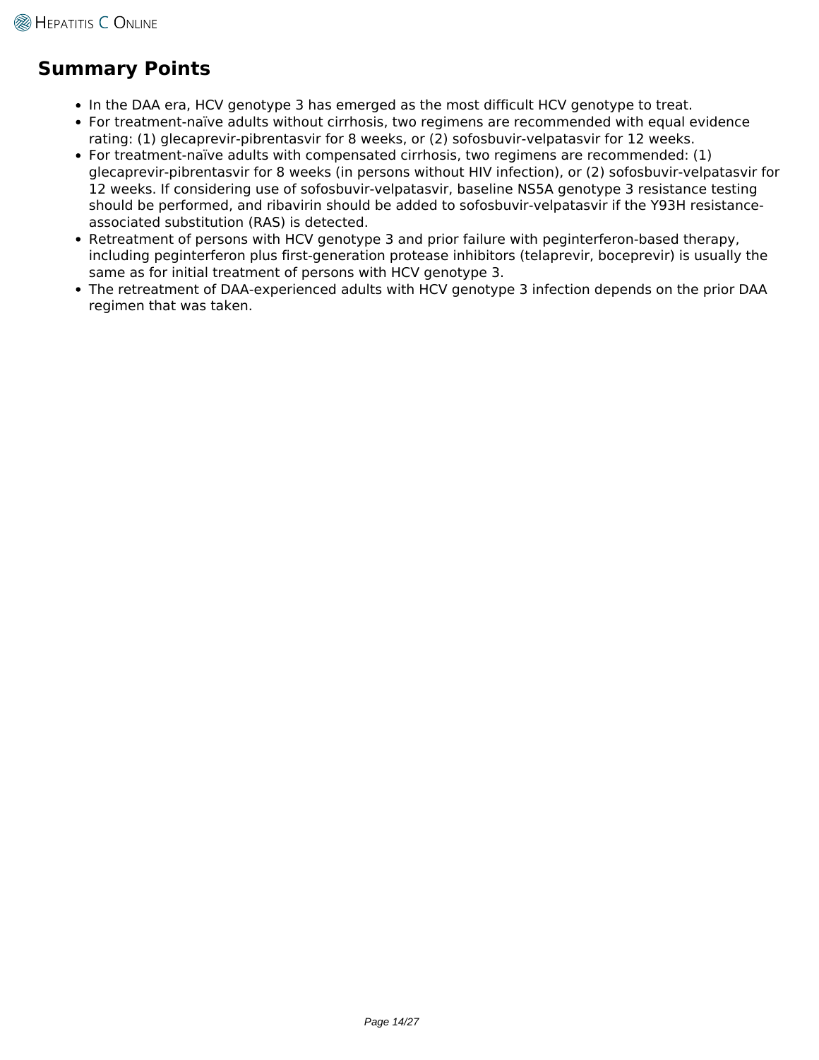## Summary Points

- In the DAA era, HCV genotype 3 has emerged as the most difficult HCV genotype to treat.
- For treatment-naïve adults without cirrhosis, two regimens are recommended with equal evidence rating: (1) glecaprevir-pibrentasvir for 8 weeks, or (2) sofosbuvir-velpatasvir for 12 weeks.
- For treatment-naïve adults with compensated cirrhosis, two regimens are recommended: (1) glecaprevir-pibrentasvir for 8 weeks (in persons without HIV infection), or (2) sofosbuvir-velpatasvir for 12 weeks. If considering use of sofosbuvir-velpatasvir, baseline NS5A genotype 3 resistance testing should be performed, and ribavirin should be added to sofosbuvir-velpatasvir if the Y93H resistance-associated substitution (RAS) is detected.
- Retreatment of persons with HCV genotype 3 and prior failure with peginterferon-based therapy, including peginterferon plus first-generation protease inhibitors (telaprevir, boceprevir) is usually the same as for initial treatment of persons with HCV genotype 3.
- The retreatment of DAA-experienced adults with HCV genotype 3 infection depends on the prior DAA regimen that was taken.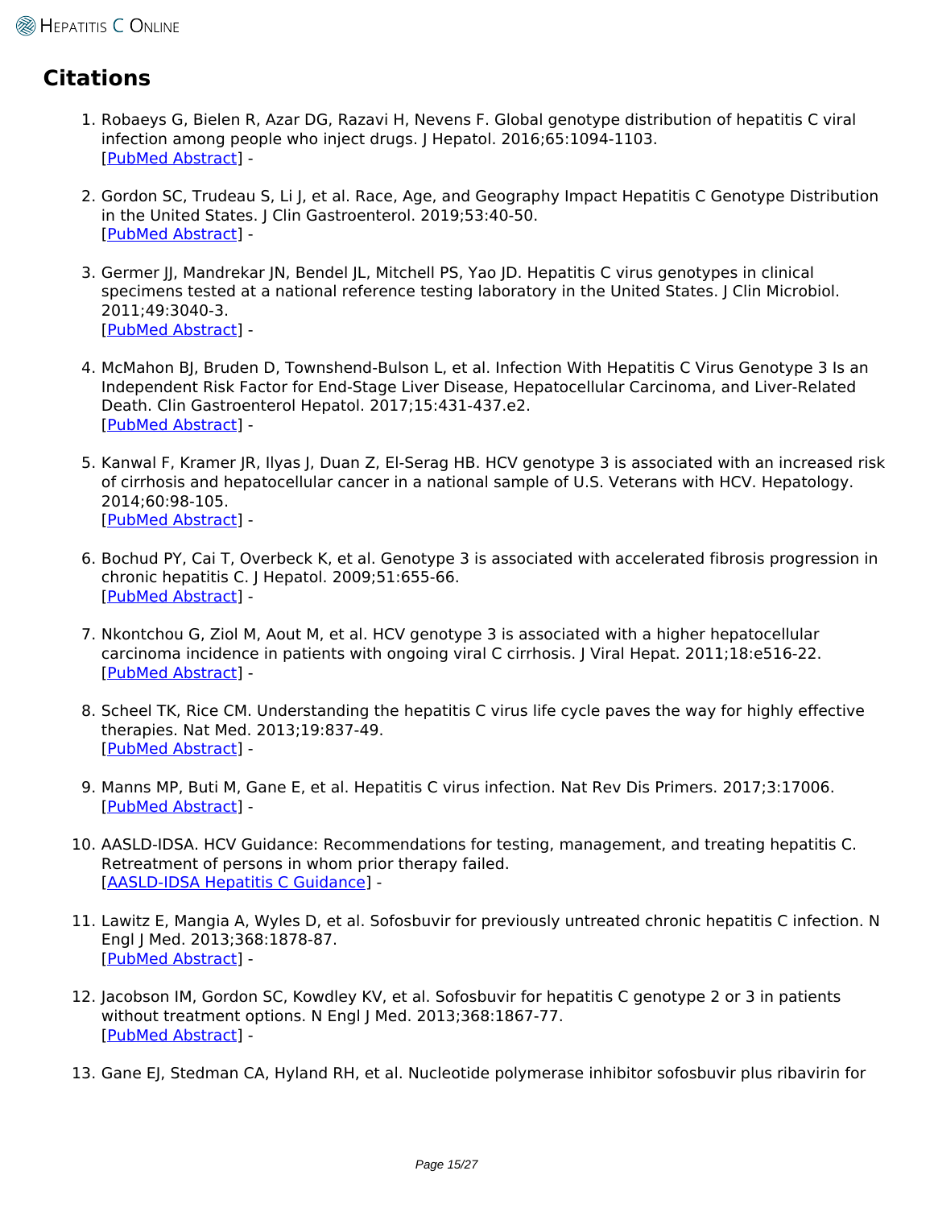## Citations

1. Robaeys G, Bielen R, Azar DG, Razavi H, Nevens F. Global genotype distribution of hepatitis C viral infection among people who inject drugs. J Hepatol. 2016;65:1094-1103.
[PubMed Abstract] -

2. Gordon SC, Trudeau S, Li J, et al. Race, Age, and Geography Impact Hepatitis C Genotype Distribution in the United States. J Clin Gastroenterol. 2019;53:40-50.
[PubMed Abstract] -

3. Germer JJ, Mandrekar JN, Bendel JL, Mitchell PS, Yao JD. Hepatitis C virus genotypes in clinical specimens tested at a national reference testing laboratory in the United States. J Clin Microbiol. 2011;49:3040-3.
[PubMed Abstract] -

4. McMahon BJ, Bruden D, Townshend-Bulson L, et al. Infection With Hepatitis C Virus Genotype 3 Is an Independent Risk Factor for End-Stage Liver Disease, Hepatocellular Carcinoma, and Liver-Related Death. Clin Gastroenterol Hepatol. 2017;15:431-437.e2.
[PubMed Abstract] -

5. Kanwal F, Kramer JR, Ilyas J, Duan Z, El-Serag HB. HCV genotype 3 is associated with an increased risk of cirrhosis and hepatocellular cancer in a national sample of U.S. Veterans with HCV. Hepatology. 2014;60:98-105.
[PubMed Abstract] -

6. Bochud PY, Cai T, Overbeck K, et al. Genotype 3 is associated with accelerated fibrosis progression in chronic hepatitis C. J Hepatol. 2009;51:655-66.
[PubMed Abstract] -

7. Nkontchou G, Ziol M, Aout M, et al. HCV genotype 3 is associated with a higher hepatocellular carcinoma incidence in patients with ongoing viral C cirrhosis. J Viral Hepat. 2011;18:e516-22.
[PubMed Abstract] -

8. Scheel TK, Rice CM. Understanding the hepatitis C virus life cycle paves the way for highly effective therapies. Nat Med. 2013;19:837-49.
[PubMed Abstract] -

9. Manns MP, Buti M, Gane E, et al. Hepatitis C virus infection. Nat Rev Dis Primers. 2017;3:17006.
[PubMed Abstract] -

10. AASLD-IDSA. HCV Guidance: Recommendations for testing, management, and treating hepatitis C. Retreatment of persons in whom prior therapy failed.
[AASLD-IDSA Hepatitis C Guidance] -

11. Lawitz E, Mangia A, Wyles D, et al. Sofosbuvir for previously untreated chronic hepatitis C infection. N Engl J Med. 2013;368:1878-87.
[PubMed Abstract] -

12. Jacobson IM, Gordon SC, Kowdley KV, et al. Sofosbuvir for hepatitis C genotype 2 or 3 in patients without treatment options. N Engl J Med. 2013;368:1867-77.
[PubMed Abstract] -

13. Gane EJ, Stedman CA, Hyland RH, et al. Nucleotide polymerase inhibitor sofosbuvir plus ribavirin for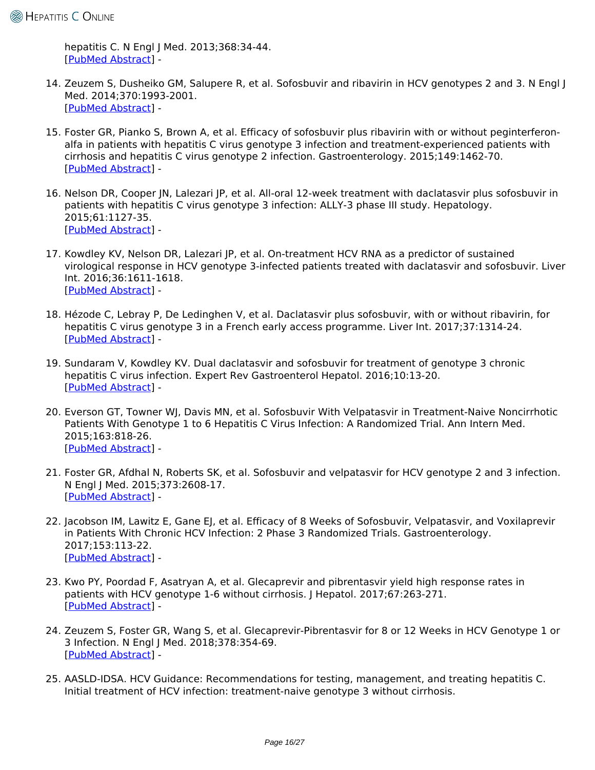hepatitis C. N Engl J Med. 2013;368:34-44.
[PubMed Abstract] -

14. Zeuzem S, Dusheiko GM, Salupere R, et al. Sofosbuvir and ribavirin in HCV genotypes 2 and 3. N Engl J Med. 2014;370:1993-2001.
[PubMed Abstract] -

15. Foster GR, Pianko S, Brown A, et al. Efficacy of sofosbuvir plus ribavirin with or without peginterferon-alfa in patients with hepatitis C virus genotype 3 infection and treatment-experienced patients with cirrhosis and hepatitis C virus genotype 2 infection. Gastroenterology. 2015;149:1462-70.
[PubMed Abstract] -

16. Nelson DR, Cooper JN, Lalezari JP, et al. All-oral 12-week treatment with daclatasvir plus sofosbuvir in patients with hepatitis C virus genotype 3 infection: ALLY-3 phase III study. Hepatology. 2015;61:1127-35.
[PubMed Abstract] -

17. Kowdley KV, Nelson DR, Lalezari JP, et al. On-treatment HCV RNA as a predictor of sustained virological response in HCV genotype 3-infected patients treated with daclatasvir and sofosbuvir. Liver Int. 2016;36:1611-1618.
[PubMed Abstract] -

18. Hézode C, Lebray P, De Ledinghen V, et al. Daclatasvir plus sofosbuvir, with or without ribavirin, for hepatitis C virus genotype 3 in a French early access programme. Liver Int. 2017;37:1314-24.
[PubMed Abstract] -

19. Sundaram V, Kowdley KV. Dual daclatasvir and sofosbuvir for treatment of genotype 3 chronic hepatitis C virus infection. Expert Rev Gastroenterol Hepatol. 2016;10:13-20.
[PubMed Abstract] -

20. Everson GT, Towner WJ, Davis MN, et al. Sofosbuvir With Velpatasvir in Treatment-Naive Noncirrhotic Patients With Genotype 1 to 6 Hepatitis C Virus Infection: A Randomized Trial. Ann Intern Med. 2015;163:818-26.
[PubMed Abstract] -

21. Foster GR, Afdhal N, Roberts SK, et al. Sofosbuvir and velpatasvir for HCV genotype 2 and 3 infection. N Engl J Med. 2015;373:2608-17.
[PubMed Abstract] -

22. Jacobson IM, Lawitz E, Gane EJ, et al. Efficacy of 8 Weeks of Sofosbuvir, Velpatasvir, and Voxilaprevir in Patients With Chronic HCV Infection: 2 Phase 3 Randomized Trials. Gastroenterology. 2017;153:113-22.
[PubMed Abstract] -

23. Kwo PY, Poordad F, Asatryan A, et al. Glecaprevir and pibrentasvir yield high response rates in patients with HCV genotype 1-6 without cirrhosis. J Hepatol. 2017;67:263-271.
[PubMed Abstract] -

24. Zeuzem S, Foster GR, Wang S, et al. Glecaprevir-Pibrentasvir for 8 or 12 Weeks in HCV Genotype 1 or 3 Infection. N Engl J Med. 2018;378:354-69.
[PubMed Abstract] -

25. AASLD-IDSA. HCV Guidance: Recommendations for testing, management, and treating hepatitis C. Initial treatment of HCV infection: treatment-naive genotype 3 without cirrhosis.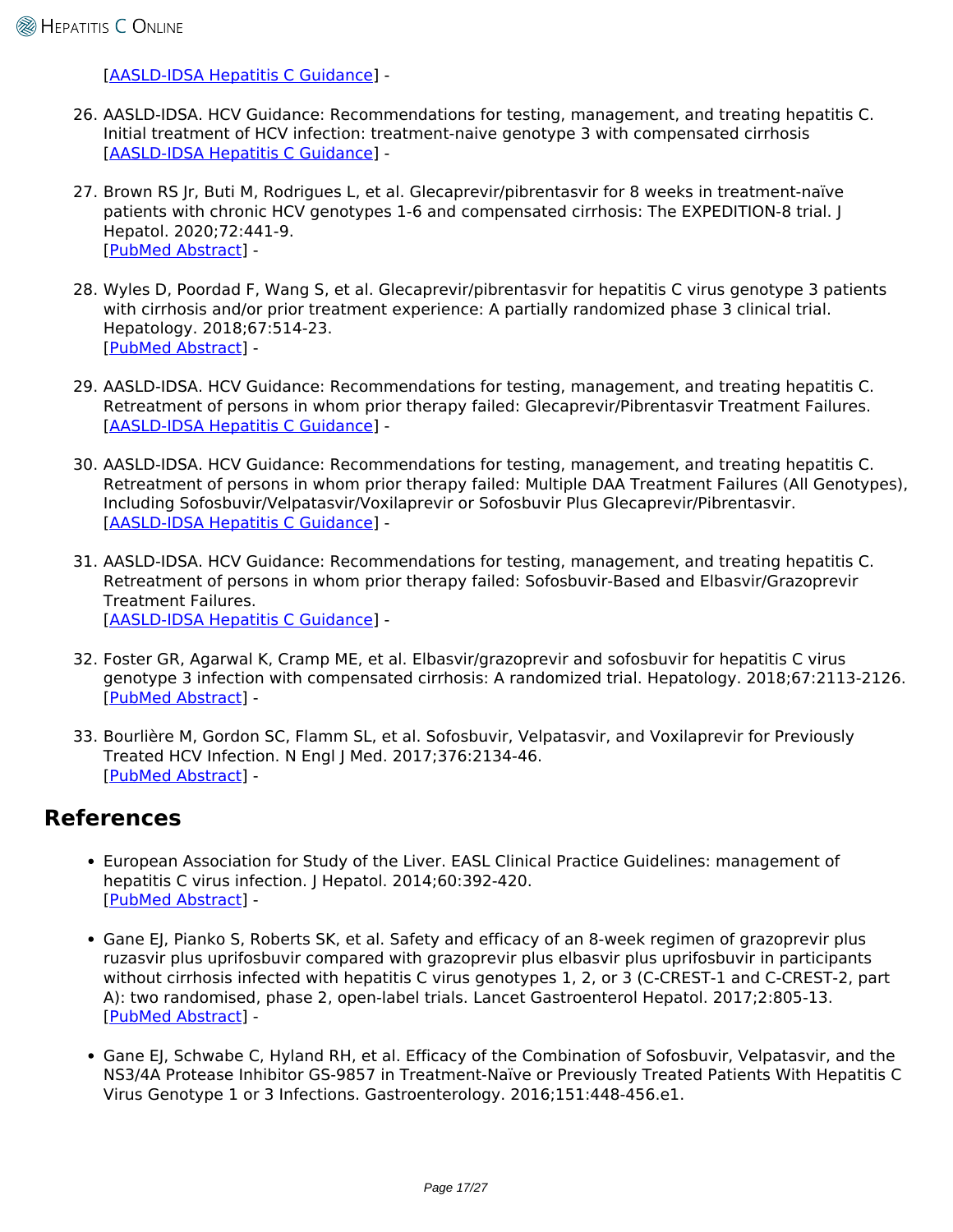[AASLD-IDSA Hepatitis C Guidance] -

26. AASLD-IDSA. HCV Guidance: Recommendations for testing, management, and treating hepatitis C. Initial treatment of HCV infection: treatment-naive genotype 3 with compensated cirrhosis
[AASLD-IDSA Hepatitis C Guidance] -

27. Brown RS Jr, Buti M, Rodrigues L, et al. Glecaprevir/pibrentasvir for 8 weeks in treatment-naïve patients with chronic HCV genotypes 1-6 and compensated cirrhosis: The EXPEDITION-8 trial. J Hepatol. 2020;72:441-9.
[PubMed Abstract] -

28. Wyles D, Poordad F, Wang S, et al. Glecaprevir/pibrentasvir for hepatitis C virus genotype 3 patients with cirrhosis and/or prior treatment experience: A partially randomized phase 3 clinical trial. Hepatology. 2018;67:514-23.
[PubMed Abstract] -

29. AASLD-IDSA. HCV Guidance: Recommendations for testing, management, and treating hepatitis C. Retreatment of persons in whom prior therapy failed: Glecaprevir/Pibrentasvir Treatment Failures.
[AASLD-IDSA Hepatitis C Guidance] -

30. AASLD-IDSA. HCV Guidance: Recommendations for testing, management, and treating hepatitis C. Retreatment of persons in whom prior therapy failed: Multiple DAA Treatment Failures (All Genotypes), Including Sofosbuvir/Velpatasvir/Voxilaprevir or Sofosbuvir Plus Glecaprevir/Pibrentasvir.
[AASLD-IDSA Hepatitis C Guidance] -

31. AASLD-IDSA. HCV Guidance: Recommendations for testing, management, and treating hepatitis C. Retreatment of persons in whom prior therapy failed: Sofosbuvir-Based and Elbasvir/Grazoprevir Treatment Failures.
[AASLD-IDSA Hepatitis C Guidance] -

32. Foster GR, Agarwal K, Cramp ME, et al. Elbasvir/grazoprevir and sofosbuvir for hepatitis C virus genotype 3 infection with compensated cirrhosis: A randomized trial. Hepatology. 2018;67:2113-2126.
[PubMed Abstract] -

33. Bourlière M, Gordon SC, Flamm SL, et al. Sofosbuvir, Velpatasvir, and Voxilaprevir for Previously Treated HCV Infection. N Engl J Med. 2017;376:2134-46.
[PubMed Abstract] -

## References

- European Association for Study of the Liver. EASL Clinical Practice Guidelines: management of hepatitis C virus infection. J Hepatol. 2014;60:392-420.
[PubMed Abstract] -

- Gane EJ, Pianko S, Roberts SK, et al. Safety and efficacy of an 8-week regimen of grazoprevir plus ruzasvir plus uprifosbuvir compared with grazoprevir plus elbasvir plus uprifosbuvir in participants without cirrhosis infected with hepatitis C virus genotypes 1, 2, or 3 (C-CREST-1 and C-CREST-2, part A): two randomised, phase 2, open-label trials. Lancet Gastroenterol Hepatol. 2017;2:805-13.
[PubMed Abstract] -

- Gane EJ, Schwabe C, Hyland RH, et al. Efficacy of the Combination of Sofosbuvir, Velpatasvir, and the NS3/4A Protease Inhibitor GS-9857 in Treatment-Naïve or Previously Treated Patients With Hepatitis C Virus Genotype 1 or 3 Infections. Gastroenterology. 2016;151:448-456.e1.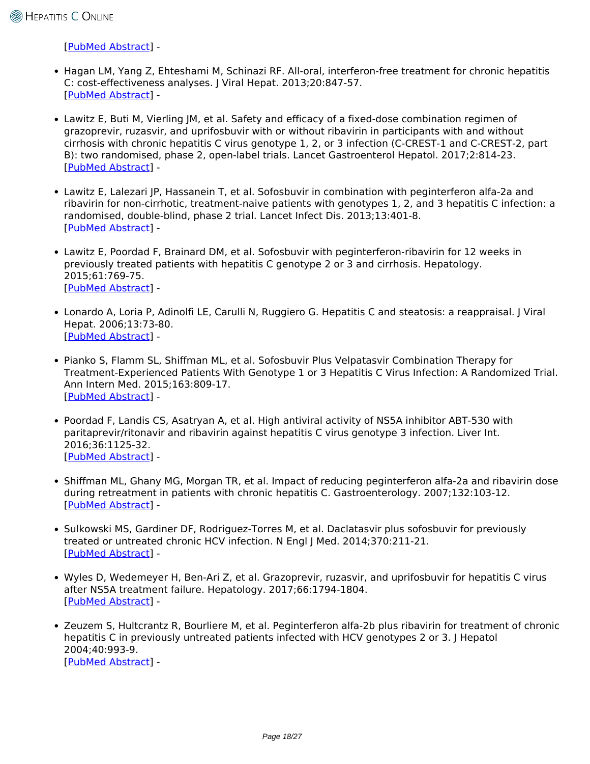[PubMed Abstract] -

- Hagan LM, Yang Z, Ehteshami M, Schinazi RF. All-oral, interferon-free treatment for chronic hepatitis C: cost-effectiveness analyses. J Viral Hepat. 2013;20:847-57.
[PubMed Abstract] -

- Lawitz E, Buti M, Vierling JM, et al. Safety and efficacy of a fixed-dose combination regimen of grazoprevir, ruzasvir, and uprifosbuvir with or without ribavirin in participants with and without cirrhosis with chronic hepatitis C virus genotype 1, 2, or 3 infection (C-CREST-1 and C-CREST-2, part B): two randomised, phase 2, open-label trials. Lancet Gastroenterol Hepatol. 2017;2:814-23.
[PubMed Abstract] -

- Lawitz E, Lalezari JP, Hassanein T, et al. Sofosbuvir in combination with peginterferon alfa-2a and ribavirin for non-cirrhotic, treatment-naive patients with genotypes 1, 2, and 3 hepatitis C infection: a randomised, double-blind, phase 2 trial. Lancet Infect Dis. 2013;13:401-8.
[PubMed Abstract] -

- Lawitz E, Poordad F, Brainard DM, et al. Sofosbuvir with peginterferon-ribavirin for 12 weeks in previously treated patients with hepatitis C genotype 2 or 3 and cirrhosis. Hepatology. 2015;61:769-75.
[PubMed Abstract] -

- Lonardo A, Loria P, Adinolfi LE, Carulli N, Ruggiero G. Hepatitis C and steatosis: a reappraisal. J Viral Hepat. 2006;13:73-80.
[PubMed Abstract] -

- Pianko S, Flamm SL, Shiffman ML, et al. Sofosbuvir Plus Velpatasvir Combination Therapy for Treatment-Experienced Patients With Genotype 1 or 3 Hepatitis C Virus Infection: A Randomized Trial. Ann Intern Med. 2015;163:809-17.
[PubMed Abstract] -

- Poordad F, Landis CS, Asatryan A, et al. High antiviral activity of NS5A inhibitor ABT-530 with paritaprevir/ritonavir and ribavirin against hepatitis C virus genotype 3 infection. Liver Int. 2016;36:1125-32.
[PubMed Abstract] -

- Shiffman ML, Ghany MG, Morgan TR, et al. Impact of reducing peginterferon alfa-2a and ribavirin dose during retreatment in patients with chronic hepatitis C. Gastroenterology. 2007;132:103-12.
[PubMed Abstract] -

- Sulkowski MS, Gardiner DF, Rodriguez-Torres M, et al. Daclatasvir plus sofosbuvir for previously treated or untreated chronic HCV infection. N Engl J Med. 2014;370:211-21.
[PubMed Abstract] -

- Wyles D, Wedemeyer H, Ben-Ari Z, et al. Grazoprevir, ruzasvir, and uprifosbuvir for hepatitis C virus after NS5A treatment failure. Hepatology. 2017;66:1794-1804.
[PubMed Abstract] -

- Zeuzem S, Hultcrantz R, Bourliere M, et al. Peginterferon alfa-2b plus ribavirin for treatment of chronic hepatitis C in previously untreated patients infected with HCV genotypes 2 or 3. J Hepatol 2004;40:993-9.
[PubMed Abstract] -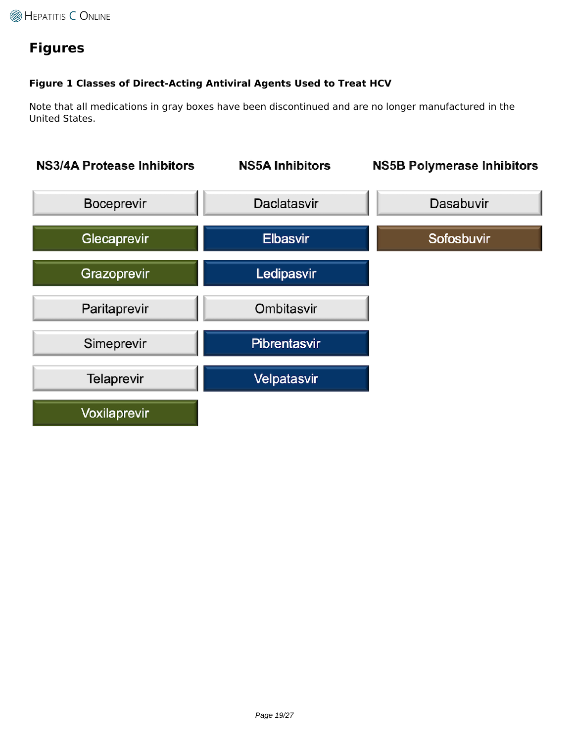# Figures

**Figure 1 Classes of Direct-Acting Antiviral Agents Used to Treat HCV**

Note that all medications in gray boxes have been discontinued and are no longer manufactured in the United States.

| NS3/4A Protease Inhibitors | NS5A Inhibitors | NS5B Polymerase Inhibitors |
| --- | --- | --- |
| Boceprevir | Daclatasvir | Dasabuvir |
| Glecaprevir | Elbasvir | Sofosbuvir |
| Grazoprevir | Ledipasvir | |
| Paritaprevir | Ombitasvir | |
| Simeprevir | Pibrentasvir | |
| Telaprevir | Velpatasvir | |
| Voxilaprevir | | |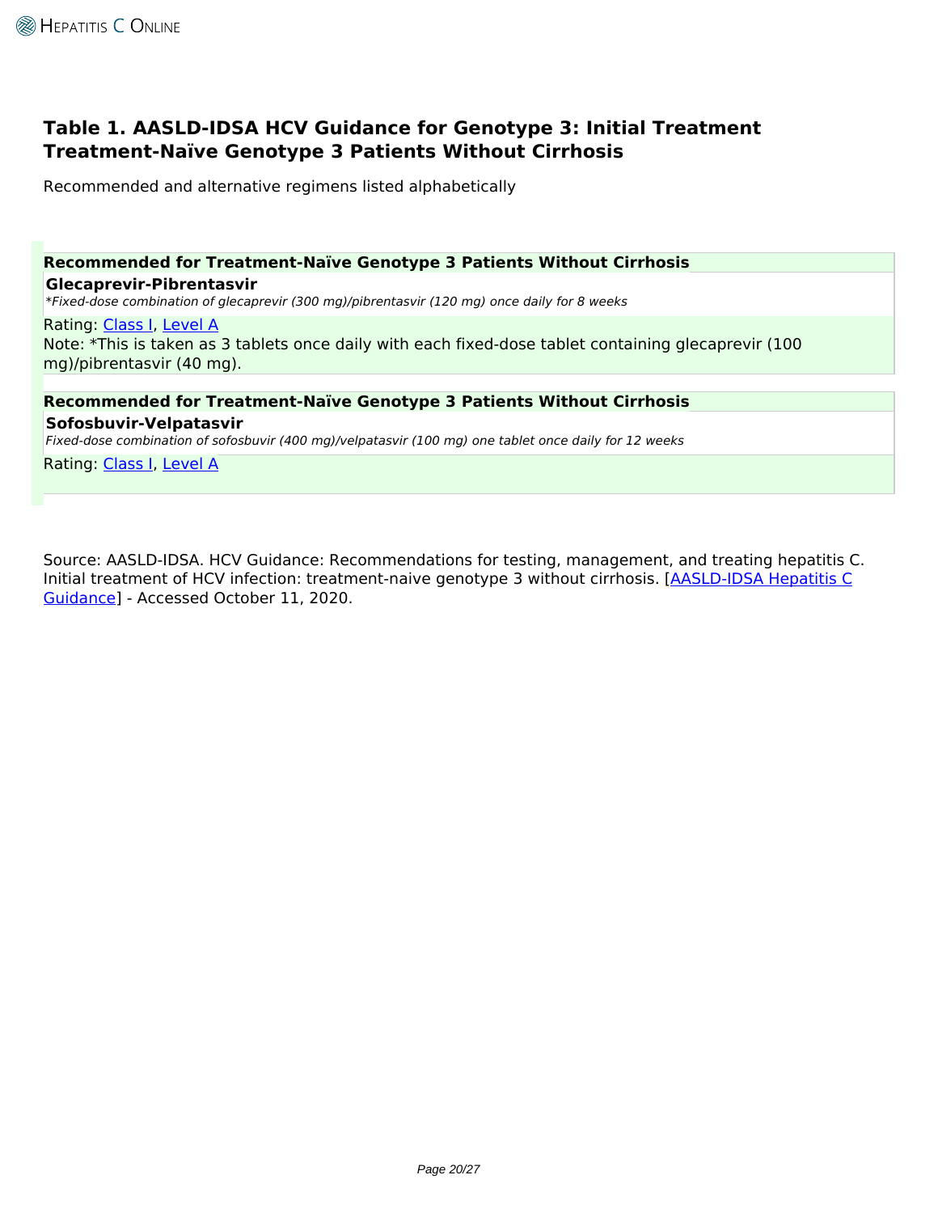## Table 1. AASLD-IDSA HCV Guidance for Genotype 3: Initial Treatment Treatment-Naïve Genotype 3 Patients Without Cirrhosis

Recommended and alternative regimens listed alphabetically

**Recommended for Treatment-Naïve Genotype 3 Patients Without Cirrhosis**

**Glecaprevir-Pibrentasvir**

*\*Fixed-dose combination of glecaprevir (300 mg)/pibrentasvir (120 mg) once daily for 8 weeks*

Rating: Class I, Level A

Note: *This is taken as 3 tablets once daily with each fixed-dose tablet containing glecaprevir (100 mg)/pibrentasvir (40 mg).

**Recommended for Treatment-Naïve Genotype 3 Patients Without Cirrhosis**

**Sofosbuvir-Velpatasvir**

*Fixed-dose combination of sofosbuvir (400 mg)/velpatasvir (100 mg) one tablet once daily for 12 weeks*

Rating: Class I, Level A

Source: AASLD-IDSA. HCV Guidance: Recommendations for testing, management, and treating hepatitis C. Initial treatment of HCV infection: treatment-naive genotype 3 without cirrhosis. [AASLD-IDSA Hepatitis C Guidance] - Accessed October 11, 2020.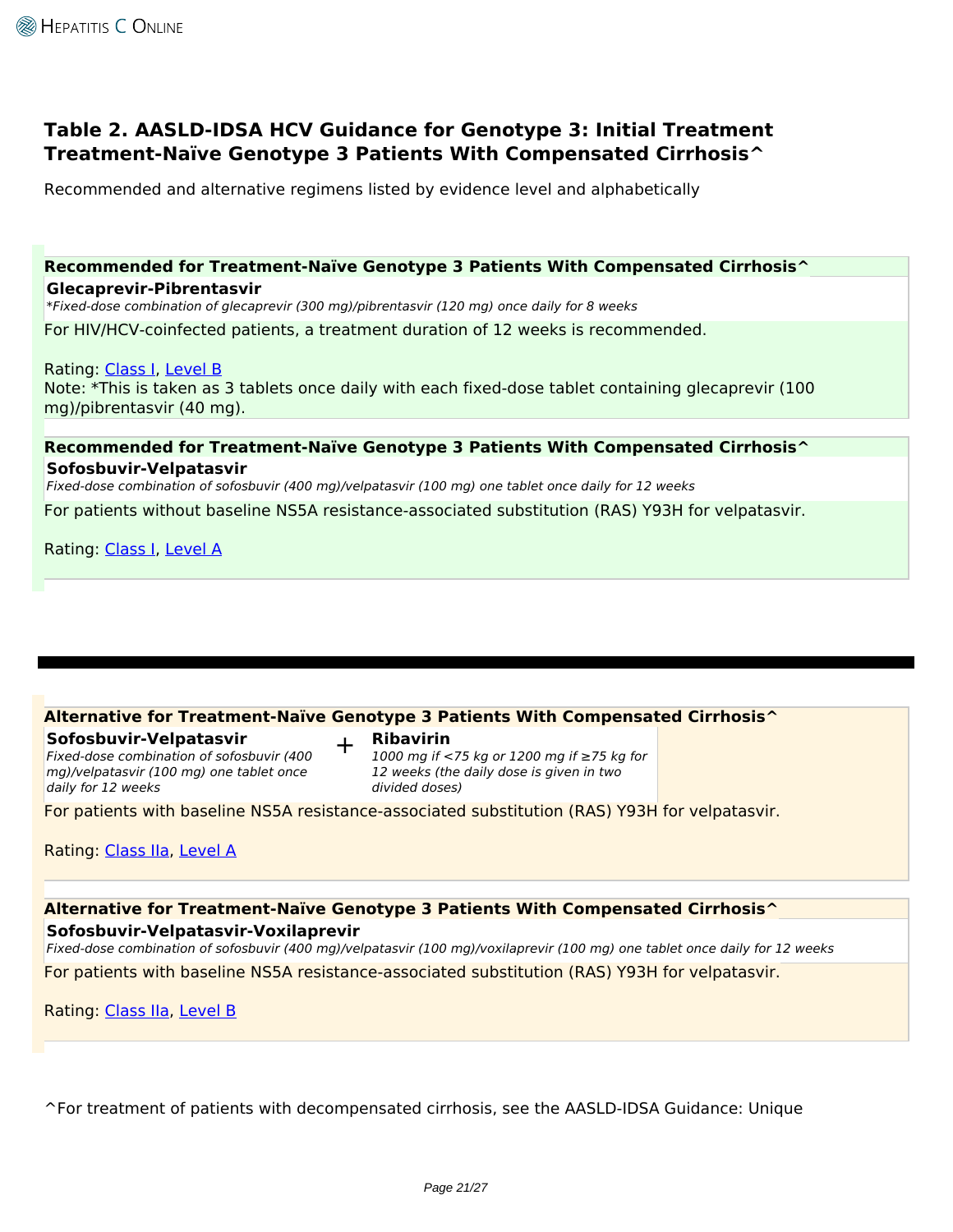## Table 2. AASLD-IDSA HCV Guidance for Genotype 3: Initial Treatment Treatment-Naïve Genotype 3 Patients With Compensated Cirrhosis^

Recommended and alternative regimens listed by evidence level and alphabetically

**Recommended for Treatment-Naïve Genotype 3 Patients With Compensated Cirrhosis^**

**Glecaprevir-Pibrentasvir**

*\*Fixed-dose combination of glecaprevir (300 mg)/pibrentasvir (120 mg) once daily for 8 weeks*

For HIV/HCV-coinfected patients, a treatment duration of 12 weeks is recommended.

Rating: Class I, Level B

Note: *This is taken as 3 tablets once daily with each fixed-dose tablet containing glecaprevir (100 mg)/pibrentasvir (40 mg).

**Recommended for Treatment-Naïve Genotype 3 Patients With Compensated Cirrhosis^**

**Sofosbuvir-Velpatasvir**

*Fixed-dose combination of sofosbuvir (400 mg)/velpatasvir (100 mg) one tablet once daily for 12 weeks*

For patients without baseline NS5A resistance-associated substitution (RAS) Y93H for velpatasvir.

Rating: Class I, Level A

---

**Alternative for Treatment-Naïve Genotype 3 Patients With Compensated Cirrhosis^**

**Sofosbuvir-Velpatasvir** + **Ribavirin**

*Fixed-dose combination of sofosbuvir (400 mg)/velpatasvir (100 mg) one tablet once daily for 12 weeks*

*1000 mg if <75 kg or 1200 mg if ≥75 kg for 12 weeks (the daily dose is given in two divided doses)*

For patients with baseline NS5A resistance-associated substitution (RAS) Y93H for velpatasvir.

Rating: Class IIa, Level A

**Alternative for Treatment-Naïve Genotype 3 Patients With Compensated Cirrhosis^**

**Sofosbuvir-Velpatasvir-Voxilaprevir**

*Fixed-dose combination of sofosbuvir (400 mg)/velpatasvir (100 mg)/voxilaprevir (100 mg) one tablet once daily for 12 weeks*

For patients with baseline NS5A resistance-associated substitution (RAS) Y93H for velpatasvir.

Rating: Class IIa, Level B

^For treatment of patients with decompensated cirrhosis, see the AASLD-IDSA Guidance: Unique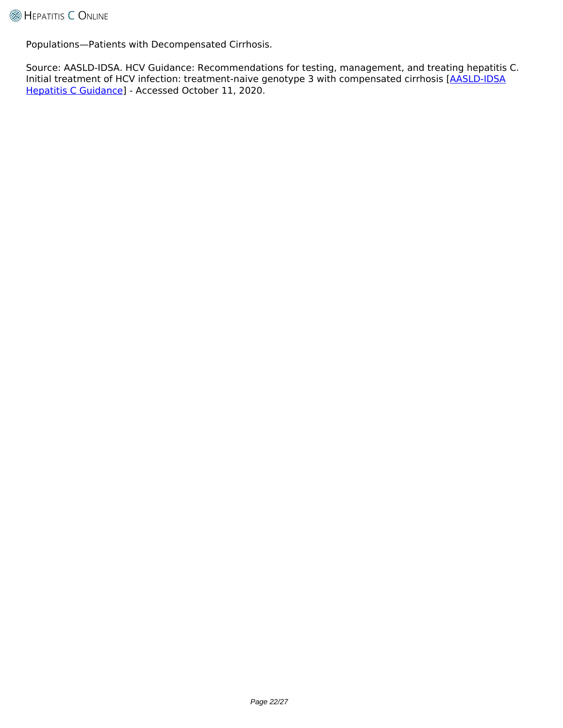Populations—Patients with Decompensated Cirrhosis.

Source: AASLD-IDSA. HCV Guidance: Recommendations for testing, management, and treating hepatitis C. Initial treatment of HCV infection: treatment-naive genotype 3 with compensated cirrhosis [AASLD-IDSA Hepatitis C Guidance] - Accessed October 11, 2020.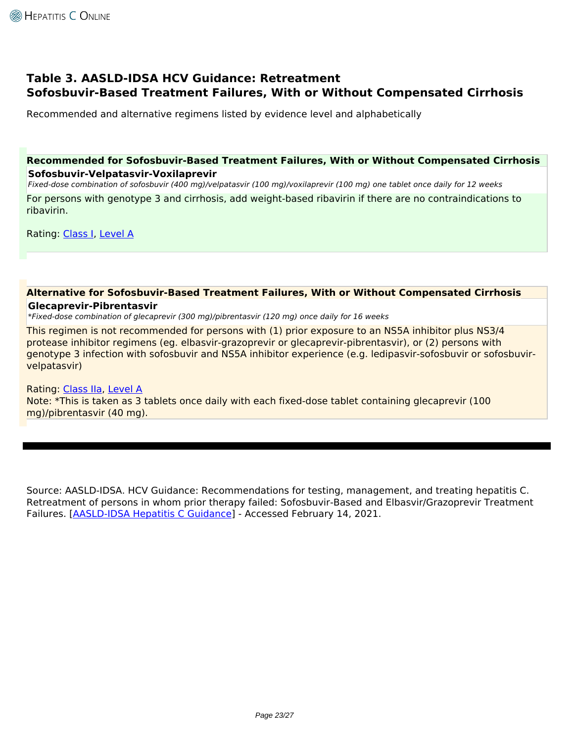## Table 3. AASLD-IDSA HCV Guidance: Retreatment Sofosbuvir-Based Treatment Failures, With or Without Compensated Cirrhosis

Recommended and alternative regimens listed by evidence level and alphabetically

**Recommended for Sofosbuvir-Based Treatment Failures, With or Without Compensated Cirrhosis**

**Sofosbuvir-Velpatasvir-Voxilaprevir**

*Fixed-dose combination of sofosbuvir (400 mg)/velpatasvir (100 mg)/voxilaprevir (100 mg) one tablet once daily for 12 weeks*

For persons with genotype 3 and cirrhosis, add weight-based ribavirin if there are no contraindications to ribavirin.

Rating: Class I, Level A

**Alternative for Sofosbuvir-Based Treatment Failures, With or Without Compensated Cirrhosis**

**Glecaprevir-Pibrentasvir**

**Fixed-dose combination of glecaprevir (300 mg)/pibrentasvir (120 mg) once daily for 16 weeks*

This regimen is not recommended for persons with (1) prior exposure to an NS5A inhibitor plus NS3/4 protease inhibitor regimens (eg. elbasvir-grazoprevir or glecaprevir-pibrentasvir), or (2) persons with genotype 3 infection with sofosbuvir and NS5A inhibitor experience (e.g. ledipasvir-sofosbuvir or sofosbuvir-velpatasvir)

Rating: Class IIa, Level A

Note: *This is taken as 3 tablets once daily with each fixed-dose tablet containing glecaprevir (100 mg)/pibrentasvir (40 mg).

---

Source: AASLD-IDSA. HCV Guidance: Recommendations for testing, management, and treating hepatitis C. Retreatment of persons in whom prior therapy failed: Sofosbuvir-Based and Elbasvir/Grazoprevir Treatment Failures. [AASLD-IDSA Hepatitis C Guidance] - Accessed February 14, 2021.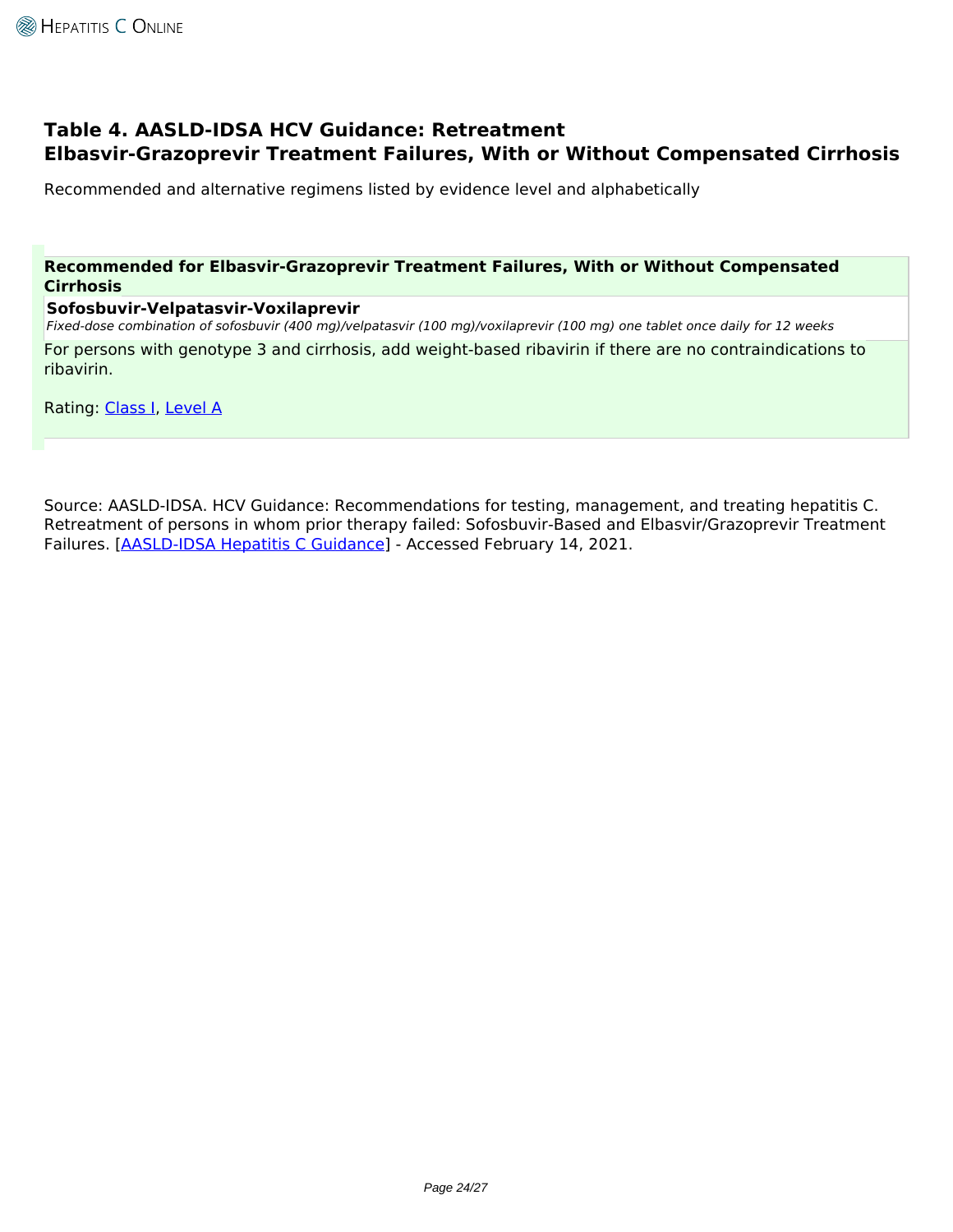## Table 4. AASLD-IDSA HCV Guidance: Retreatment Elbasvir-Grazoprevir Treatment Failures, With or Without Compensated Cirrhosis

Recommended and alternative regimens listed by evidence level and alphabetically

**Recommended for Elbasvir-Grazoprevir Treatment Failures, With or Without Compensated Cirrhosis**

**Sofosbuvir-Velpatasvir-Voxilaprevir**
*Fixed-dose combination of sofosbuvir (400 mg)/velpatasvir (100 mg)/voxilaprevir (100 mg) one tablet once daily for 12 weeks*

For persons with genotype 3 and cirrhosis, add weight-based ribavirin if there are no contraindications to ribavirin.

Rating: Class I, Level A

Source: AASLD-IDSA. HCV Guidance: Recommendations for testing, management, and treating hepatitis C. Retreatment of persons in whom prior therapy failed: Sofosbuvir-Based and Elbasvir/Grazoprevir Treatment Failures. [AASLD-IDSA Hepatitis C Guidance] - Accessed February 14, 2021.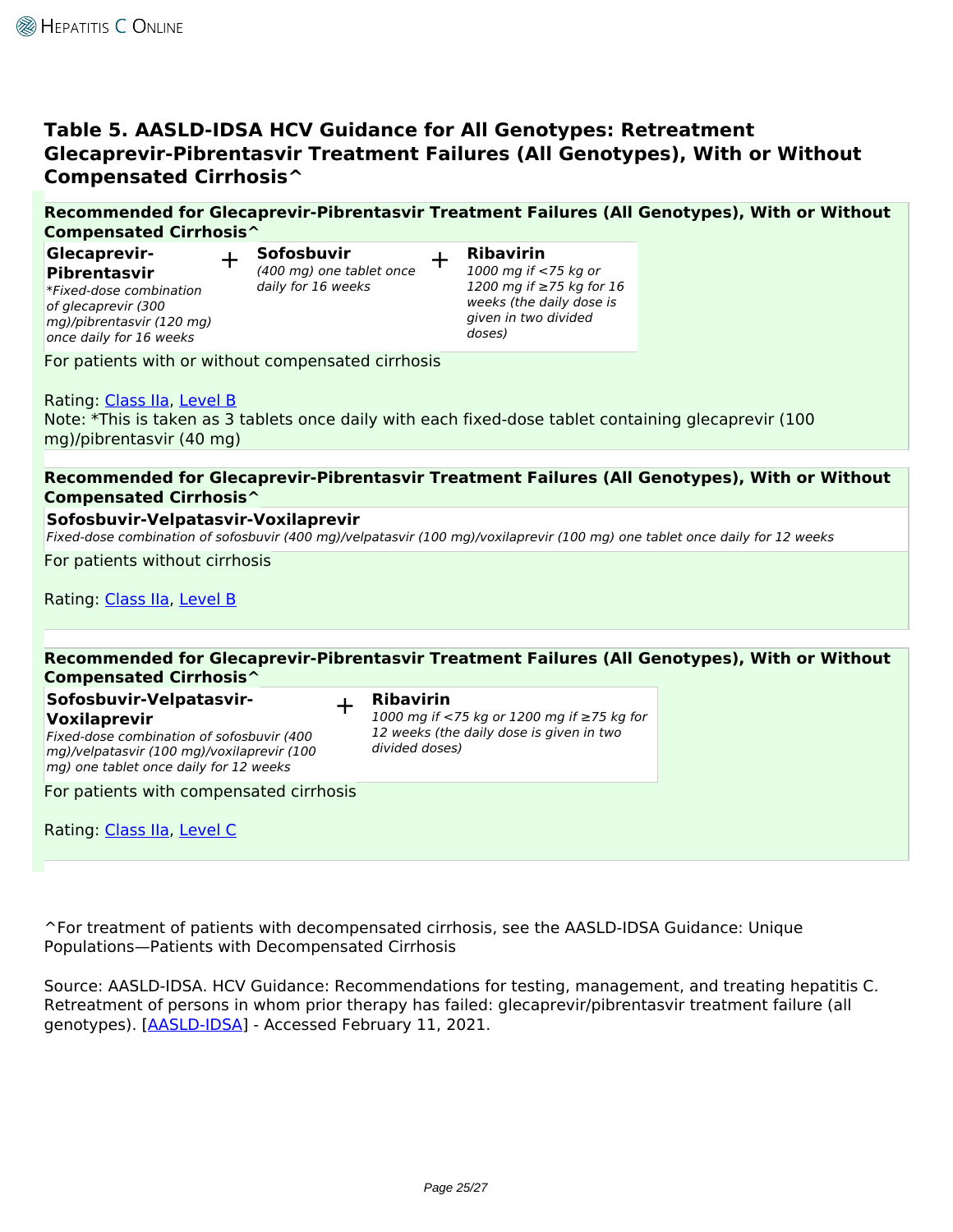## Table 5. AASLD-IDSA HCV Guidance for All Genotypes: Retreatment Glecaprevir-Pibrentasvir Treatment Failures (All Genotypes), With or Without Compensated Cirrhosis^

**Recommended for Glecaprevir-Pibrentasvir Treatment Failures (All Genotypes), With or Without Compensated Cirrhosis^**

| Glecaprevir-Pibrentasvir | + | Sofosbuvir | + | Ribavirin |
|---|---|---|---|---|
| *\*Fixed-dose combination of glecaprevir (300 mg)/pibrentasvir (120 mg) once daily for 16 weeks* | | *(400 mg) one tablet once daily for 16 weeks* | | *1000 mg if <75 kg or 1200 mg if ≥75 kg for 16 weeks (the daily dose is given in two divided doses)* |

For patients with or without compensated cirrhosis

Rating: Class IIa, Level B

Note: *This is taken as 3 tablets once daily with each fixed-dose tablet containing glecaprevir (100 mg)/pibrentasvir (40 mg)

**Recommended for Glecaprevir-Pibrentasvir Treatment Failures (All Genotypes), With or Without Compensated Cirrhosis^**

**Sofosbuvir-Velpatasvir-Voxilaprevir**
*Fixed-dose combination of sofosbuvir (400 mg)/velpatasvir (100 mg)/voxilaprevir (100 mg) one tablet once daily for 12 weeks*

For patients without cirrhosis

Rating: Class IIa, Level B

**Recommended for Glecaprevir-Pibrentasvir Treatment Failures (All Genotypes), With or Without Compensated Cirrhosis^**

| Sofosbuvir-Velpatasvir-Voxilaprevir | + | Ribavirin |
|---|---|---|
| *Fixed-dose combination of sofosbuvir (400 mg)/velpatasvir (100 mg)/voxilaprevir (100 mg) one tablet once daily for 12 weeks* | | *1000 mg if <75 kg or 1200 mg if ≥75 kg for 12 weeks (the daily dose is given in two divided doses)* |

For patients with compensated cirrhosis

Rating: Class IIa, Level C

^For treatment of patients with decompensated cirrhosis, see the AASLD-IDSA Guidance: Unique Populations—Patients with Decompensated Cirrhosis

Source: AASLD-IDSA. HCV Guidance: Recommendations for testing, management, and treating hepatitis C. Retreatment of persons in whom prior therapy has failed: glecaprevir/pibrentasvir treatment failure (all genotypes). [AASLD-IDSA] - Accessed February 11, 2021.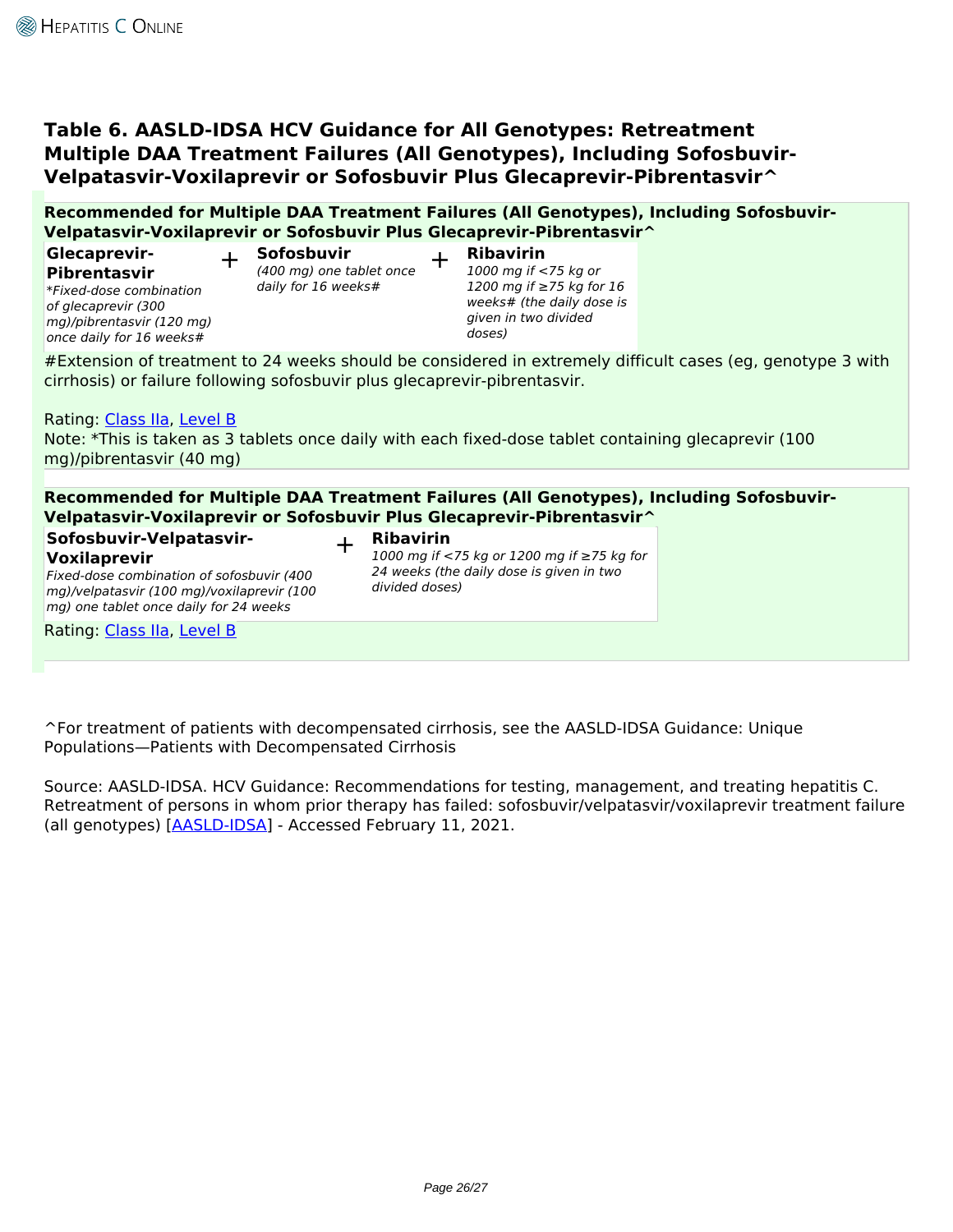## Table 6. AASLD-IDSA HCV Guidance for All Genotypes: Retreatment Multiple DAA Treatment Failures (All Genotypes), Including Sofosbuvir-Velpatasvir-Voxilaprevir or Sofosbuvir Plus Glecaprevir-Pibrentasvir^

**Recommended for Multiple DAA Treatment Failures (All Genotypes), Including Sofosbuvir-Velpatasvir-Voxilaprevir or Sofosbuvir Plus Glecaprevir-Pibrentasvir^**

| Glecaprevir-Pibrentasvir | + | Sofosbuvir | + | Ribavirin |
|---|---|---|---|---|
| *\*Fixed-dose combination of glecaprevir (300 mg)/pibrentasvir (120 mg) once daily for 16 weeks#* | | *(400 mg) one tablet once daily for 16 weeks#* | | *1000 mg if <75 kg or 1200 mg if ≥75 kg for 16 weeks# (the daily dose is given in two divided doses)* |

#Extension of treatment to 24 weeks should be considered in extremely difficult cases (eg, genotype 3 with cirrhosis) or failure following sofosbuvir plus glecaprevir-pibrentasvir.

Rating: Class IIa, Level B

Note: *This is taken as 3 tablets once daily with each fixed-dose tablet containing glecaprevir (100 mg)/pibrentasvir (40 mg)

**Recommended for Multiple DAA Treatment Failures (All Genotypes), Including Sofosbuvir-Velpatasvir-Voxilaprevir or Sofosbuvir Plus Glecaprevir-Pibrentasvir^**

| Sofosbuvir-Velpatasvir-Voxilaprevir | + | Ribavirin |
|---|---|---|
| *Fixed-dose combination of sofosbuvir (400 mg)/velpatasvir (100 mg)/voxilaprevir (100 mg) one tablet once daily for 24 weeks* | | *1000 mg if <75 kg or 1200 mg if ≥75 kg for 24 weeks (the daily dose is given in two divided doses)* |

Rating: Class IIa, Level B

^For treatment of patients with decompensated cirrhosis, see the AASLD-IDSA Guidance: Unique Populations—Patients with Decompensated Cirrhosis

Source: AASLD-IDSA. HCV Guidance: Recommendations for testing, management, and treating hepatitis C. Retreatment of persons in whom prior therapy has failed: sofosbuvir/velpatasvir/voxilaprevir treatment failure (all genotypes) [AASLD-IDSA] - Accessed February 11, 2021.